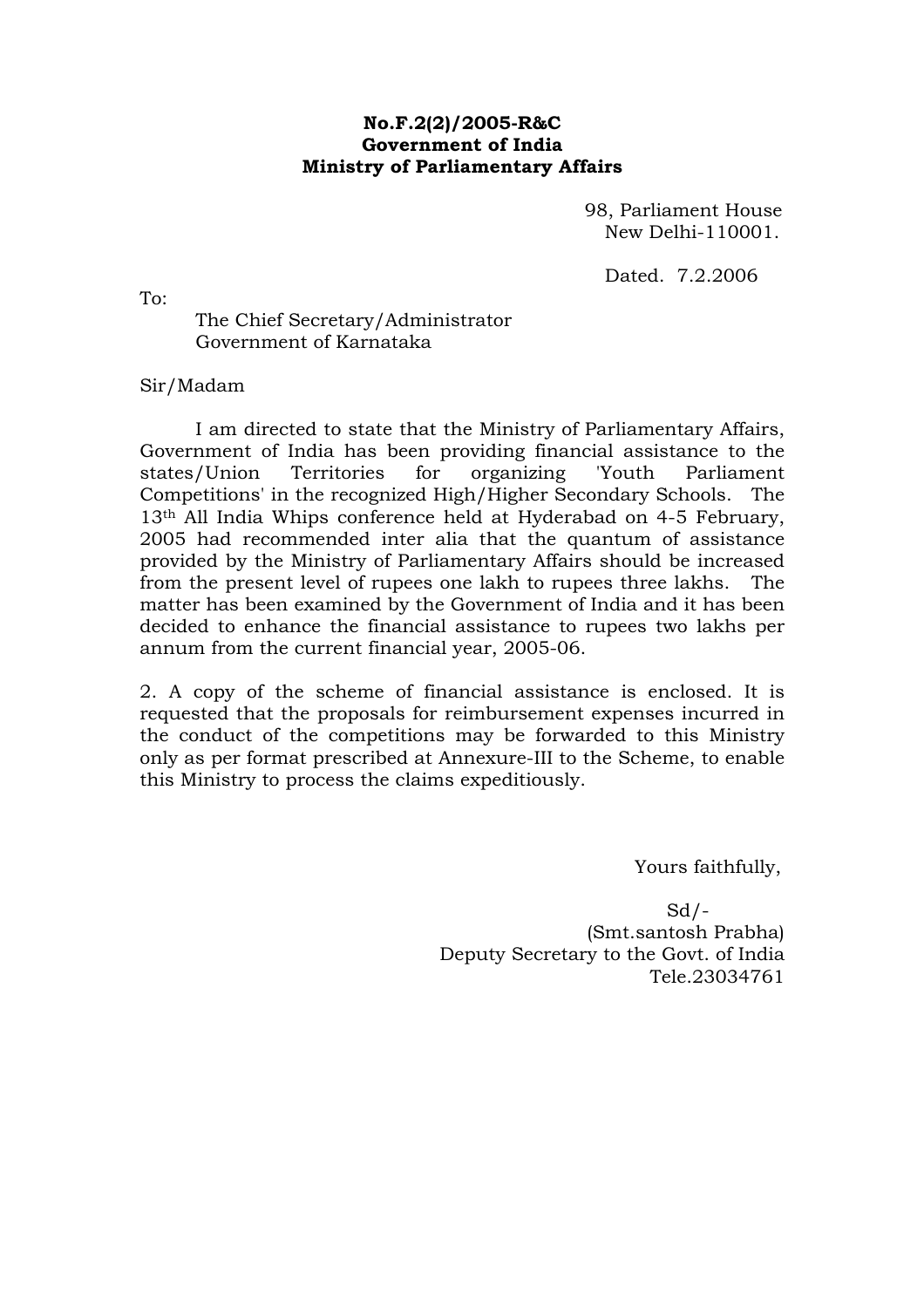**No.F.2(2)/2005-R&C**
**Government of India**
**Ministry of Parliamentary Affairs**

98, Parliament House
New Delhi-110001.

Dated. 7.2.2006

To:

The Chief Secretary/Administrator
Government of Karnataka

Sir/Madam

I am directed to state that the Ministry of Parliamentary Affairs, Government of India has been providing financial assistance to the states/Union Territories for organizing 'Youth Parliament Competitions' in the recognized High/Higher Secondary Schools. The 13th All India Whips conference held at Hyderabad on 4-5 February, 2005 had recommended inter alia that the quantum of assistance provided by the Ministry of Parliamentary Affairs should be increased from the present level of rupees one lakh to rupees three lakhs. The matter has been examined by the Government of India and it has been decided to enhance the financial assistance to rupees two lakhs per annum from the current financial year, 2005-06.

2. A copy of the scheme of financial assistance is enclosed. It is requested that the proposals for reimbursement expenses incurred in the conduct of the competitions may be forwarded to this Ministry only as per format prescribed at Annexure-III to the Scheme, to enable this Ministry to process the claims expeditiously.

Yours faithfully,

Sd/-
(Smt.santosh Prabha)
Deputy Secretary to the Govt. of India
Tele.23034761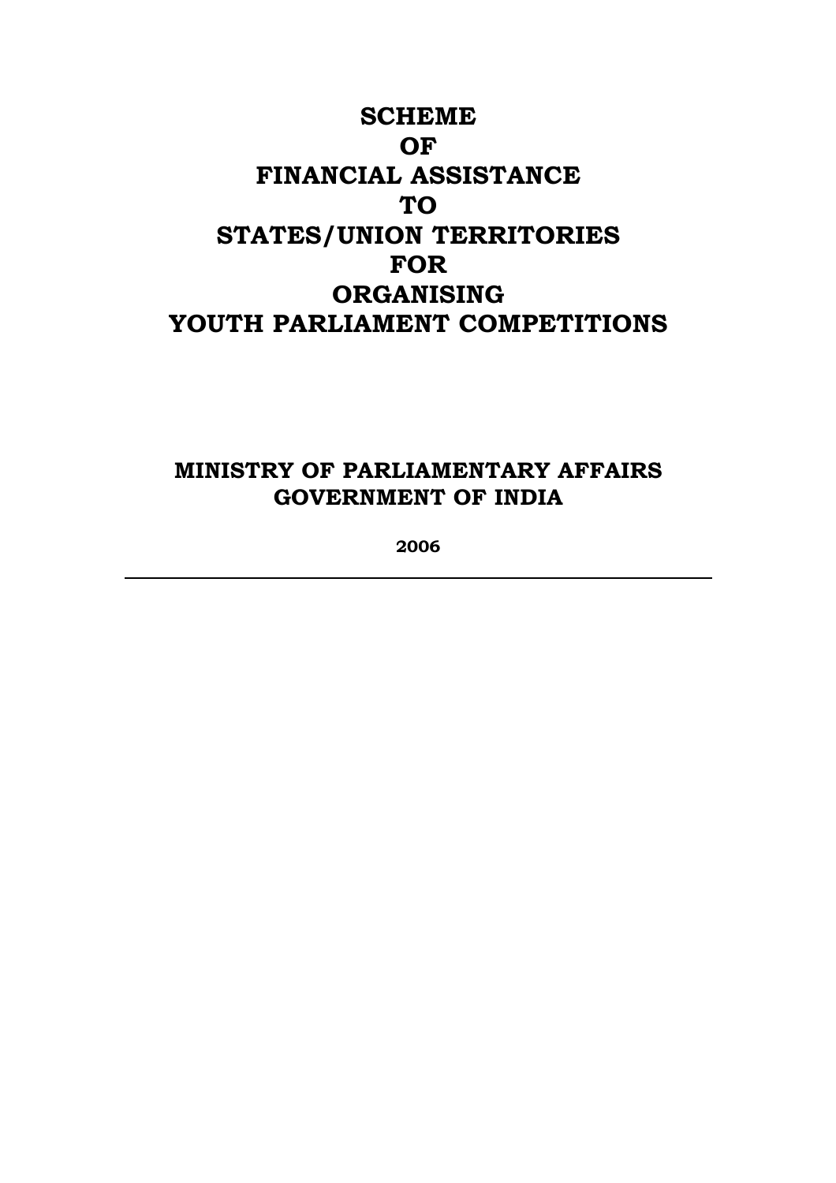# SCHEME
# OF
# FINANCIAL ASSISTANCE
# TO
# STATES/UNION TERRITORIES
# FOR
# ORGANISING
# YOUTH PARLIAMENT COMPETITIONS

**MINISTRY OF PARLIAMENTARY AFFAIRS**
**GOVERNMENT OF INDIA**

**2006**

---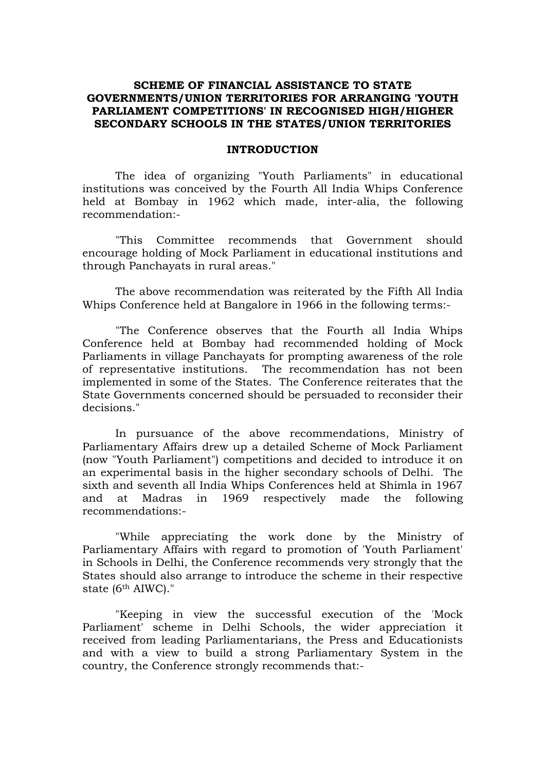**SCHEME OF FINANCIAL ASSISTANCE TO STATE GOVERNMENTS/UNION TERRITORIES FOR ARRANGING 'YOUTH PARLIAMENT COMPETITIONS' IN RECOGNISED HIGH/HIGHER SECONDARY SCHOOLS IN THE STATES/UNION TERRITORIES**

## INTRODUCTION

The idea of organizing "Youth Parliaments" in educational institutions was conceived by the Fourth All India Whips Conference held at Bombay in 1962 which made, inter-alia, the following recommendation:-

"This Committee recommends that Government should encourage holding of Mock Parliament in educational institutions and through Panchayats in rural areas."

The above recommendation was reiterated by the Fifth All India Whips Conference held at Bangalore in 1966 in the following terms:-

"The Conference observes that the Fourth all India Whips Conference held at Bombay had recommended holding of Mock Parliaments in village Panchayats for prompting awareness of the role of representative institutions. The recommendation has not been implemented in some of the States. The Conference reiterates that the State Governments concerned should be persuaded to reconsider their decisions."

In pursuance of the above recommendations, Ministry of Parliamentary Affairs drew up a detailed Scheme of Mock Parliament (now "Youth Parliament") competitions and decided to introduce it on an experimental basis in the higher secondary schools of Delhi. The sixth and seventh all India Whips Conferences held at Shimla in 1967 and at Madras in 1969 respectively made the following recommendations:-

"While appreciating the work done by the Ministry of Parliamentary Affairs with regard to promotion of 'Youth Parliament' in Schools in Delhi, the Conference recommends very strongly that the States should also arrange to introduce the scheme in their respective state (6th AIWC)."

"Keeping in view the successful execution of the 'Mock Parliament' scheme in Delhi Schools, the wider appreciation it received from leading Parliamentarians, the Press and Educationists and with a view to build a strong Parliamentary System in the country, the Conference strongly recommends that:-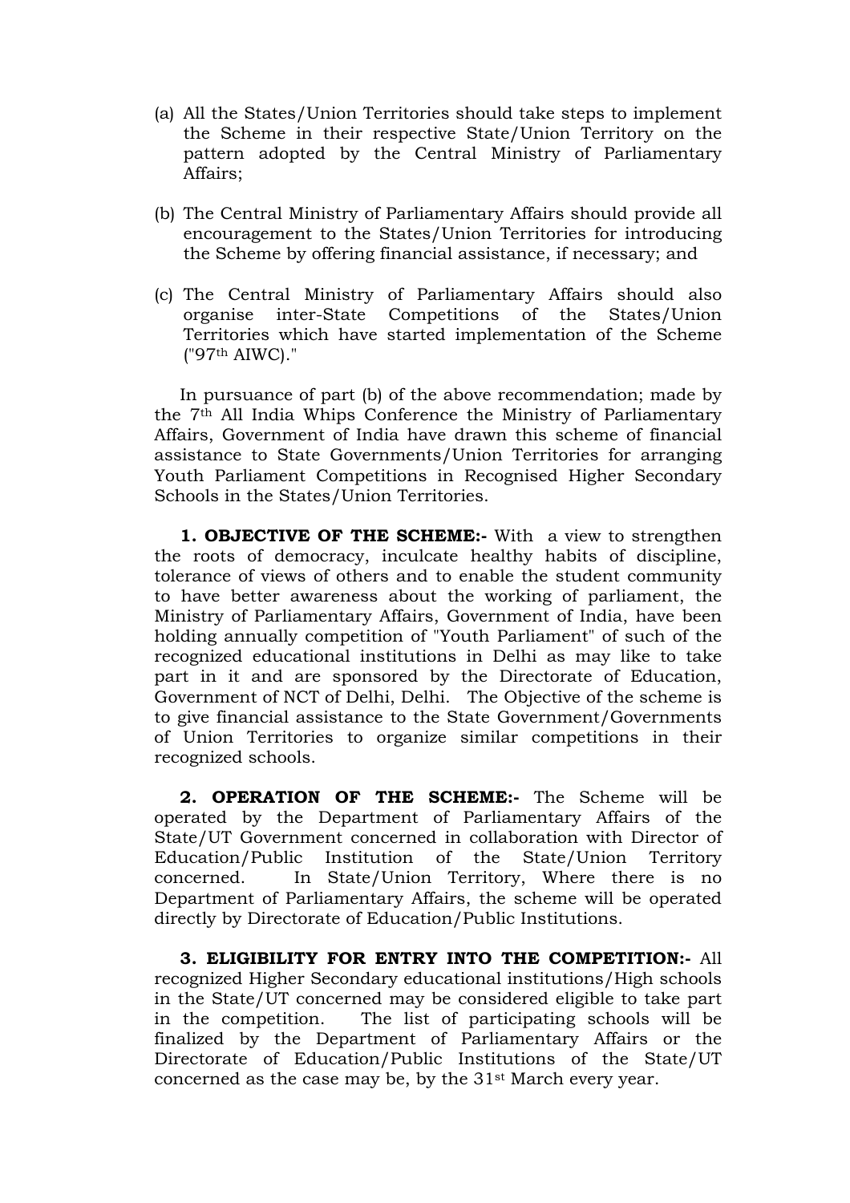(a) All the States/Union Territories should take steps to implement the Scheme in their respective State/Union Territory on the pattern adopted by the Central Ministry of Parliamentary Affairs;

(b) The Central Ministry of Parliamentary Affairs should provide all encouragement to the States/Union Territories for introducing the Scheme by offering financial assistance, if necessary; and

(c) The Central Ministry of Parliamentary Affairs should also organise inter-State Competitions of the States/Union Territories which have started implementation of the Scheme ("97th AIWC)."

In pursuance of part (b) of the above recommendation; made by the 7th All India Whips Conference the Ministry of Parliamentary Affairs, Government of India have drawn this scheme of financial assistance to State Governments/Union Territories for arranging Youth Parliament Competitions in Recognised Higher Secondary Schools in the States/Union Territories.

**1. OBJECTIVE OF THE SCHEME:-** With a view to strengthen the roots of democracy, inculcate healthy habits of discipline, tolerance of views of others and to enable the student community to have better awareness about the working of parliament, the Ministry of Parliamentary Affairs, Government of India, have been holding annually competition of "Youth Parliament" of such of the recognized educational institutions in Delhi as may like to take part in it and are sponsored by the Directorate of Education, Government of NCT of Delhi, Delhi. The Objective of the scheme is to give financial assistance to the State Government/Governments of Union Territories to organize similar competitions in their recognized schools.

**2. OPERATION OF THE SCHEME:-** The Scheme will be operated by the Department of Parliamentary Affairs of the State/UT Government concerned in collaboration with Director of Education/Public Institution of the State/Union Territory concerned. In State/Union Territory, Where there is no Department of Parliamentary Affairs, the scheme will be operated directly by Directorate of Education/Public Institutions.

**3. ELIGIBILITY FOR ENTRY INTO THE COMPETITION:-** All recognized Higher Secondary educational institutions/High schools in the State/UT concerned may be considered eligible to take part in the competition. The list of participating schools will be finalized by the Department of Parliamentary Affairs or the Directorate of Education/Public Institutions of the State/UT concerned as the case may be, by the 31st March every year.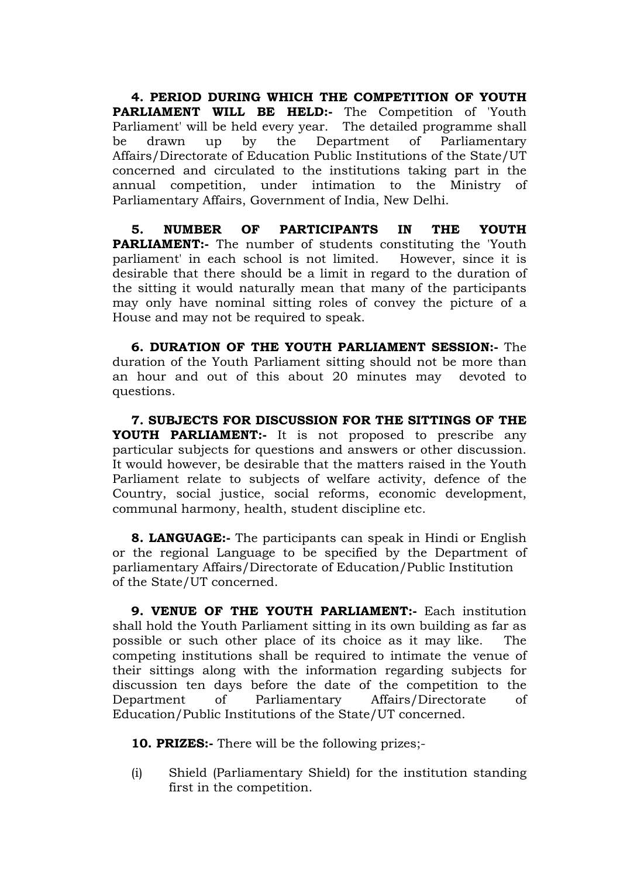**4. PERIOD DURING WHICH THE COMPETITION OF YOUTH PARLIAMENT WILL BE HELD:-** The Competition of 'Youth Parliament' will be held every year. The detailed programme shall be drawn up by the Department of Parliamentary Affairs/Directorate of Education Public Institutions of the State/UT concerned and circulated to the institutions taking part in the annual competition, under intimation to the Ministry of Parliamentary Affairs, Government of India, New Delhi.

**5. NUMBER OF PARTICIPANTS IN THE YOUTH PARLIAMENT:-** The number of students constituting the 'Youth parliament' in each school is not limited. However, since it is desirable that there should be a limit in regard to the duration of the sitting it would naturally mean that many of the participants may only have nominal sitting roles of convey the picture of a House and may not be required to speak.

**6. DURATION OF THE YOUTH PARLIAMENT SESSION:-** The duration of the Youth Parliament sitting should not be more than an hour and out of this about 20 minutes may devoted to questions.

**7. SUBJECTS FOR DISCUSSION FOR THE SITTINGS OF THE YOUTH PARLIAMENT:-** It is not proposed to prescribe any particular subjects for questions and answers or other discussion. It would however, be desirable that the matters raised in the Youth Parliament relate to subjects of welfare activity, defence of the Country, social justice, social reforms, economic development, communal harmony, health, student discipline etc.

**8. LANGUAGE:-** The participants can speak in Hindi or English or the regional Language to be specified by the Department of parliamentary Affairs/Directorate of Education/Public Institution of the State/UT concerned.

**9. VENUE OF THE YOUTH PARLIAMENT:-** Each institution shall hold the Youth Parliament sitting in its own building as far as possible or such other place of its choice as it may like. The competing institutions shall be required to intimate the venue of their sittings along with the information regarding subjects for discussion ten days before the date of the competition to the Department of Parliamentary Affairs/Directorate of Education/Public Institutions of the State/UT concerned.

**10. PRIZES:-** There will be the following prizes;-

(i) Shield (Parliamentary Shield) for the institution standing first in the competition.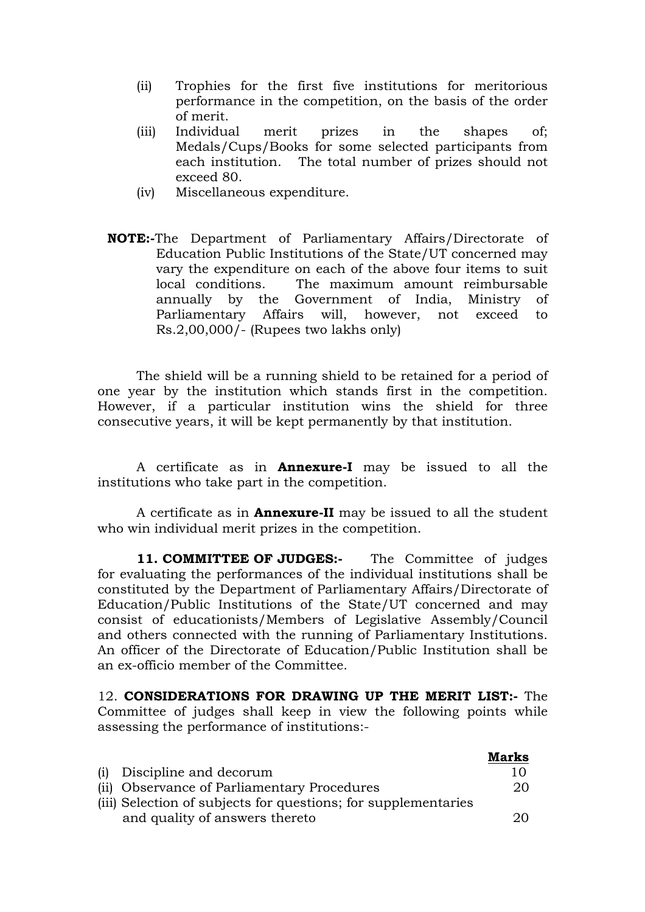(ii) Trophies for the first five institutions for meritorious performance in the competition, on the basis of the order of merit.

(iii) Individual merit prizes in the shapes of; Medals/Cups/Books for some selected participants from each institution. The total number of prizes should not exceed 80.

(iv) Miscellaneous expenditure.

**NOTE:-**The Department of Parliamentary Affairs/Directorate of Education Public Institutions of the State/UT concerned may vary the expenditure on each of the above four items to suit local conditions. The maximum amount reimbursable annually by the Government of India, Ministry of Parliamentary Affairs will, however, not exceed to Rs.2,00,000/- (Rupees two lakhs only)

The shield will be a running shield to be retained for a period of one year by the institution which stands first in the competition. However, if a particular institution wins the shield for three consecutive years, it will be kept permanently by that institution.

A certificate as in **Annexure-I** may be issued to all the institutions who take part in the competition.

A certificate as in **Annexure-II** may be issued to all the student who win individual merit prizes in the competition.

**11. COMMITTEE OF JUDGES:-** The Committee of judges for evaluating the performances of the individual institutions shall be constituted by the Department of Parliamentary Affairs/Directorate of Education/Public Institutions of the State/UT concerned and may consist of educationists/Members of Legislative Assembly/Council and others connected with the running of Parliamentary Institutions. An officer of the Directorate of Education/Public Institution shall be an ex-officio member of the Committee.

12. **CONSIDERATIONS FOR DRAWING UP THE MERIT LIST:-** The Committee of judges shall keep in view the following points while assessing the performance of institutions:-

| | **Marks** |
|---|---|
| (i) Discipline and decorum | 10 |
| (ii) Observance of Parliamentary Procedures | 20 |
| (iii) Selection of subjects for questions; for supplementaries and quality of answers thereto | 20 |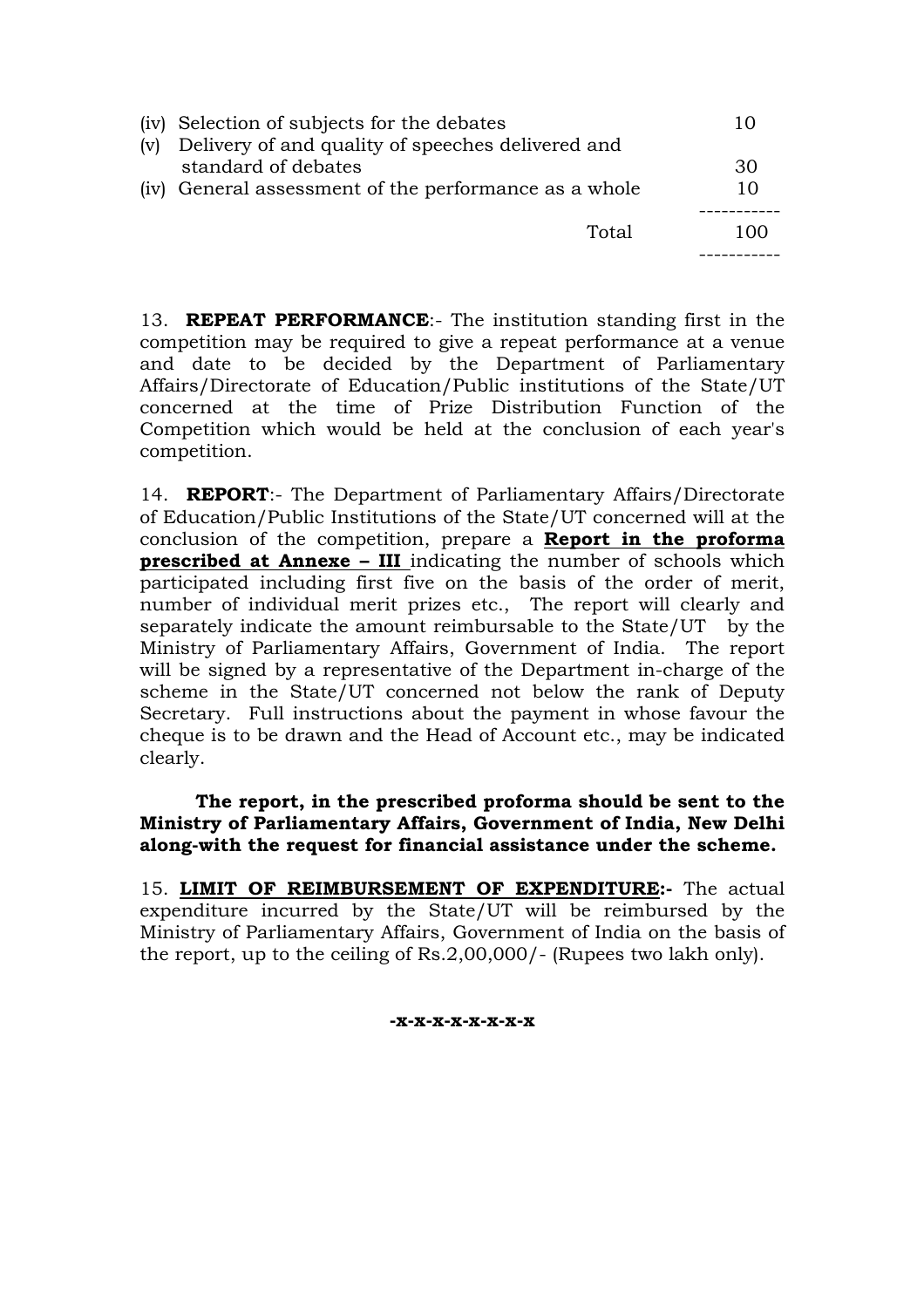| | | |
|---|---|---|
| (iv) | Selection of subjects for the debates | 10 |
| (v) | Delivery of and quality of speeches delivered and standard of debates | 30 |
| (iv) | General assessment of the performance as a whole | 10 |
| | Total | 100 |

13. **REPEAT PERFORMANCE**:- The institution standing first in the competition may be required to give a repeat performance at a venue and date to be decided by the Department of Parliamentary Affairs/Directorate of Education/Public institutions of the State/UT concerned at the time of Prize Distribution Function of the Competition which would be held at the conclusion of each year's competition.

14. **REPORT**:- The Department of Parliamentary Affairs/Directorate of Education/Public Institutions of the State/UT concerned will at the conclusion of the competition, prepare a **Report in the proforma prescribed at Annexe – III** indicating the number of schools which participated including first five on the basis of the order of merit, number of individual merit prizes etc., The report will clearly and separately indicate the amount reimbursable to the State/UT by the Ministry of Parliamentary Affairs, Government of India. The report will be signed by a representative of the Department in-charge of the scheme in the State/UT concerned not below the rank of Deputy Secretary. Full instructions about the payment in whose favour the cheque is to be drawn and the Head of Account etc., may be indicated clearly.

**The report, in the prescribed proforma should be sent to the Ministry of Parliamentary Affairs, Government of India, New Delhi along-with the request for financial assistance under the scheme.**

15. **LIMIT OF REIMBURSEMENT OF EXPENDITURE:-** The actual expenditure incurred by the State/UT will be reimbursed by the Ministry of Parliamentary Affairs, Government of India on the basis of the report, up to the ceiling of Rs.2,00,000/- (Rupees two lakh only).

**-x-x-x-x-x-x-x-x**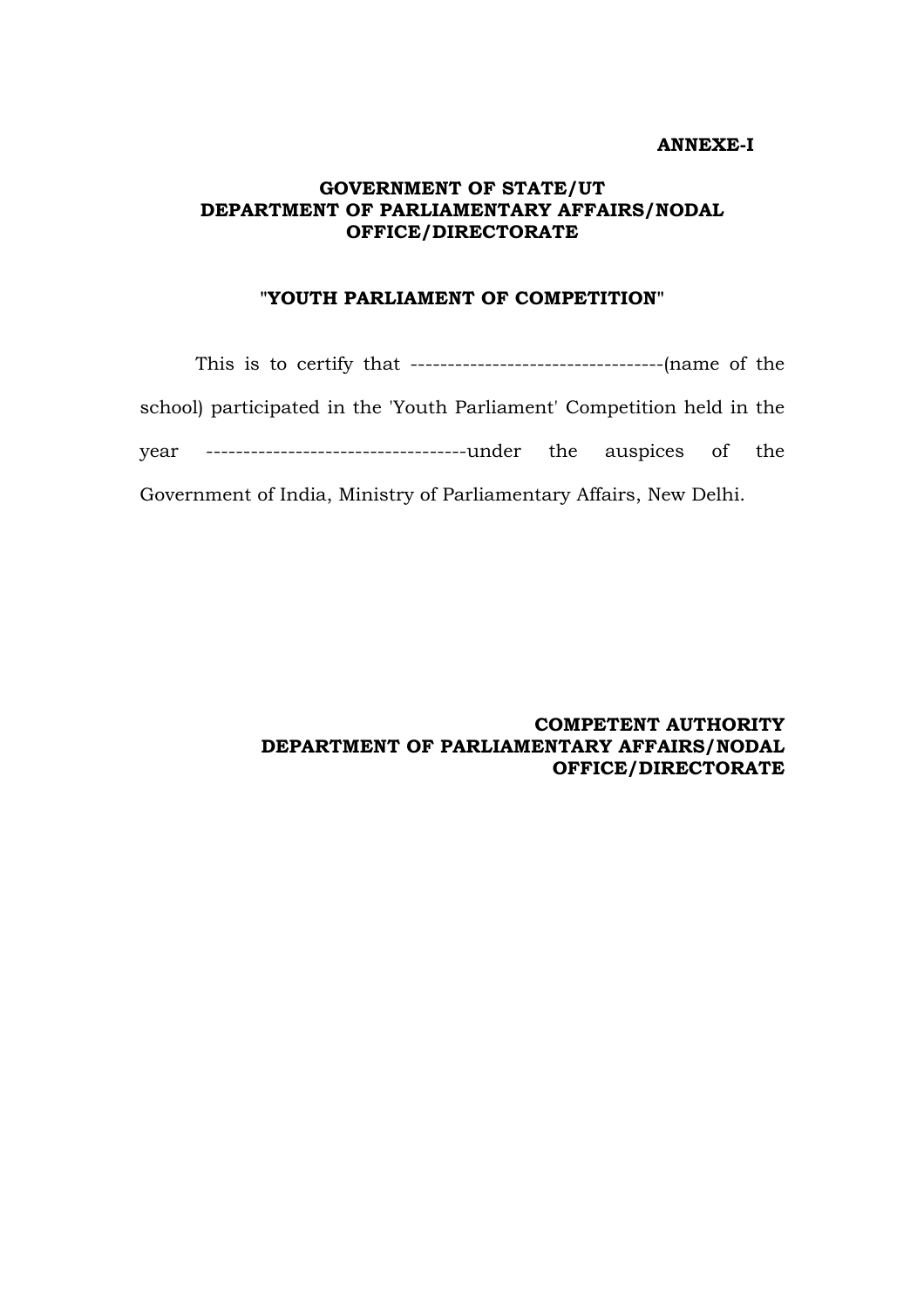**ANNEXE-I**

**GOVERNMENT OF STATE/UT**
**DEPARTMENT OF PARLIAMENTARY AFFAIRS/NODAL OFFICE/DIRECTORATE**

**"YOUTH PARLIAMENT OF COMPETITION"**

This is to certify that ----------------------------------(name of the school) participated in the 'Youth Parliament' Competition held in the year -----------------------------------under the auspices of the Government of India, Ministry of Parliamentary Affairs, New Delhi.

**COMPETENT AUTHORITY**
**DEPARTMENT OF PARLIAMENTARY AFFAIRS/NODAL OFFICE/DIRECTORATE**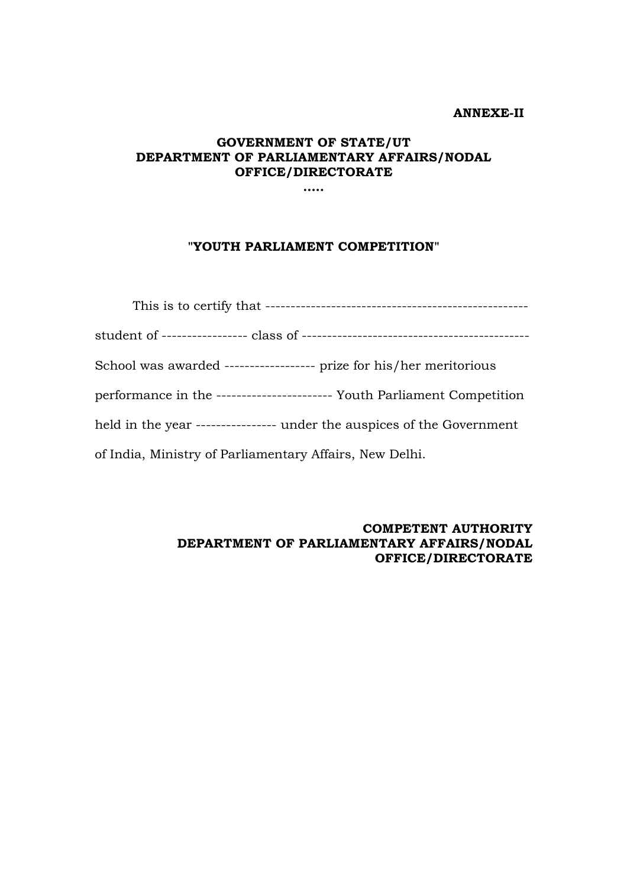**ANNEXE-II**

**GOVERNMENT OF STATE/UT**
**DEPARTMENT OF PARLIAMENTARY AFFAIRS/NODAL OFFICE/DIRECTORATE**

.....

**"YOUTH PARLIAMENT COMPETITION"**

This is to certify that ---------------------------------------------------- student of ----------------- class of -------------------------------------------- School was awarded ------------------ prize for his/her meritorious performance in the ----------------------- Youth Parliament Competition held in the year ---------------- under the auspices of the Government of India, Ministry of Parliamentary Affairs, New Delhi.

**COMPETENT AUTHORITY**
**DEPARTMENT OF PARLIAMENTARY AFFAIRS/NODAL OFFICE/DIRECTORATE**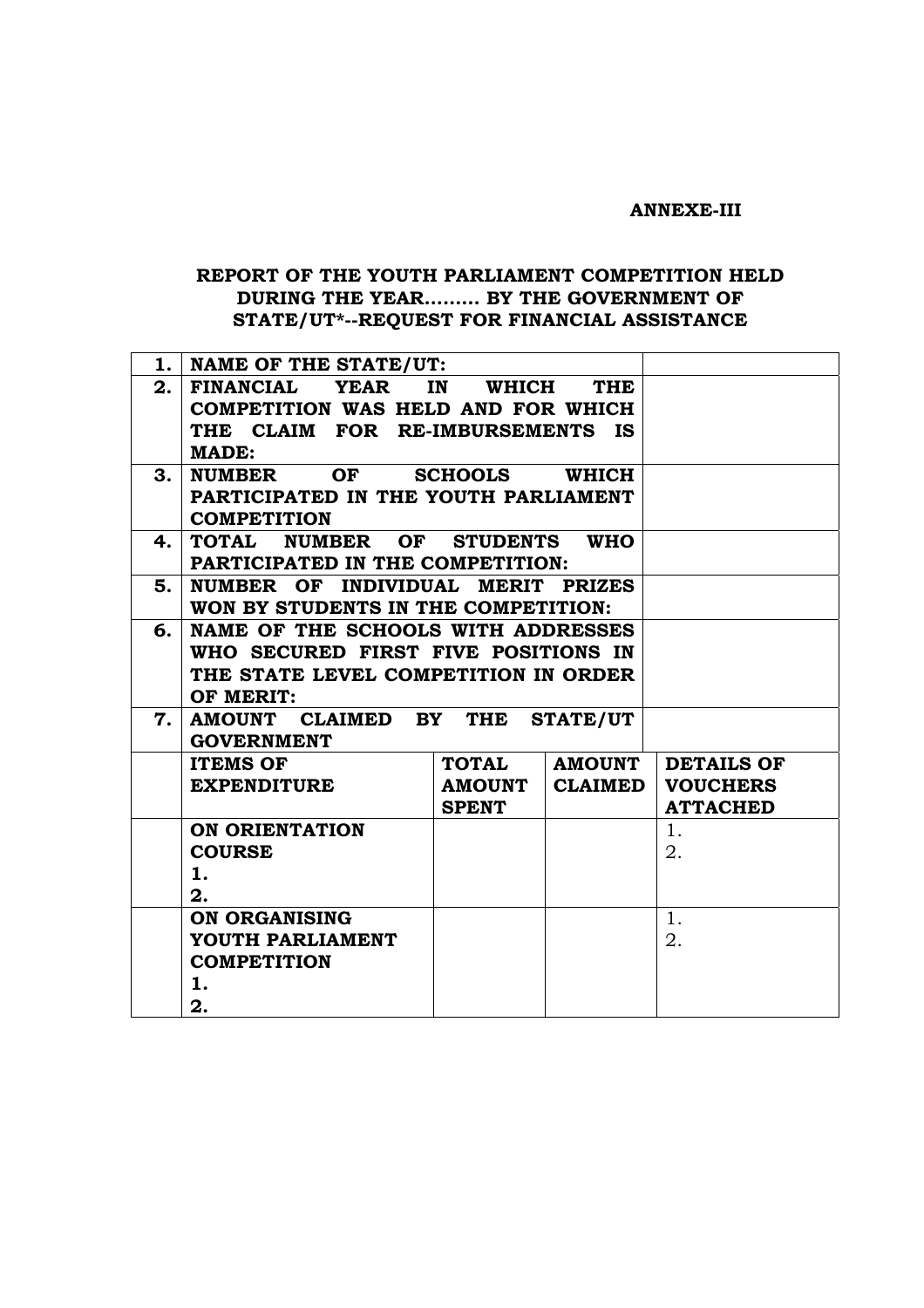**ANNEXE-III**

**REPORT OF THE YOUTH PARLIAMENT COMPETITION HELD DURING THE YEAR……… BY THE GOVERNMENT OF STATE/UT*--REQUEST FOR FINANCIAL ASSISTANCE**

| | | | | |
|---|---|---|---|---|
| **1.** | **NAME OF THE STATE/UT:** | | | |
| **2.** | **FINANCIAL YEAR IN WHICH THE COMPETITION WAS HELD AND FOR WHICH THE CLAIM FOR RE-IMBURSEMENTS IS MADE:** | | | |
| **3.** | **NUMBER OF SCHOOLS WHICH PARTICIPATED IN THE YOUTH PARLIAMENT COMPETITION** | | | |
| **4.** | **TOTAL NUMBER OF STUDENTS WHO PARTICIPATED IN THE COMPETITION:** | | | |
| **5.** | **NUMBER OF INDIVIDUAL MERIT PRIZES WON BY STUDENTS IN THE COMPETITION:** | | | |
| **6.** | **NAME OF THE SCHOOLS WITH ADDRESSES WHO SECURED FIRST FIVE POSITIONS IN THE STATE LEVEL COMPETITION IN ORDER OF MERIT:** | | | |
| **7.** | **AMOUNT CLAIMED BY THE STATE/UT GOVERNMENT** | | | |
| | **ITEMS OF EXPENDITURE** | **TOTAL AMOUNT SPENT** | **AMOUNT CLAIMED** | **DETAILS OF VOUCHERS ATTACHED** |
| | **ON ORIENTATION COURSE**<br>**1.**<br>**2.** | | | 1.<br>2. |
| | **ON ORGANISING YOUTH PARLIAMENT COMPETITION**<br>**1.**<br>**2.** | | | 1.<br>2. |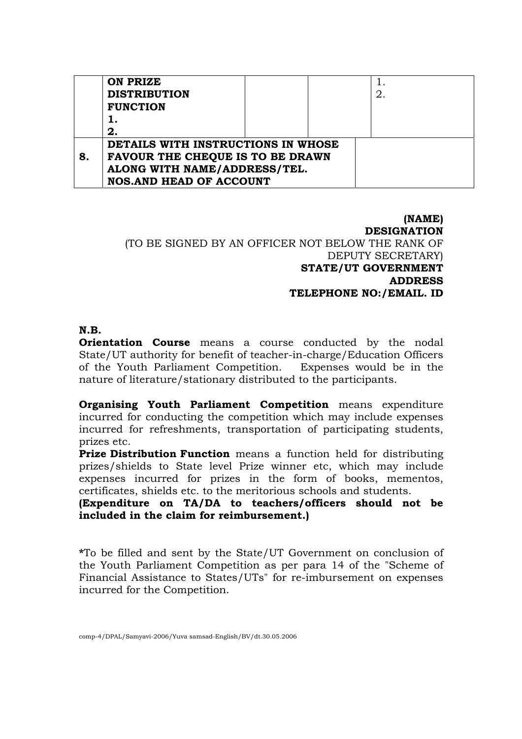|  | ON PRIZE DISTRIBUTION FUNCTION<br>1.<br>2. |  |  | 1.<br>2. |
| --- | --- | --- | --- | --- |
| 8. | DETAILS WITH INSTRUCTIONS IN WHOSE FAVOUR THE CHEQUE IS TO BE DRAWN ALONG WITH NAME/ADDRESS/TEL. NOS.AND HEAD OF ACCOUNT |  |  |  |

**(NAME)**
**DESIGNATION**
(TO BE SIGNED BY AN OFFICER NOT BELOW THE RANK OF DEPUTY SECRETARY)
**STATE/UT GOVERNMENT**
**ADDRESS**
**TELEPHONE NO:/EMAIL. ID**

**N.B.**

**Orientation Course** means a course conducted by the nodal State/UT authority for benefit of teacher-in-charge/Education Officers of the Youth Parliament Competition. Expenses would be in the nature of literature/stationary distributed to the participants.

**Organising Youth Parliament Competition** means expenditure incurred for conducting the competition which may include expenses incurred for refreshments, transportation of participating students, prizes etc.

**Prize Distribution Function** means a function held for distributing prizes/shields to State level Prize winner etc, which may include expenses incurred for prizes in the form of books, mementos, certificates, shields etc. to the meritorious schools and students.

**(Expenditure on TA/DA to teachers/officers should not be included in the claim for reimbursement.)**

**\***To be filled and sent by the State/UT Government on conclusion of the Youth Parliament Competition as per para 14 of the "Scheme of Financial Assistance to States/UTs" for re-imbursement on expenses incurred for the Competition.

comp-4/DPAL/Samyavi-2006/Yuva samsad-English/BV/dt.30.05.2006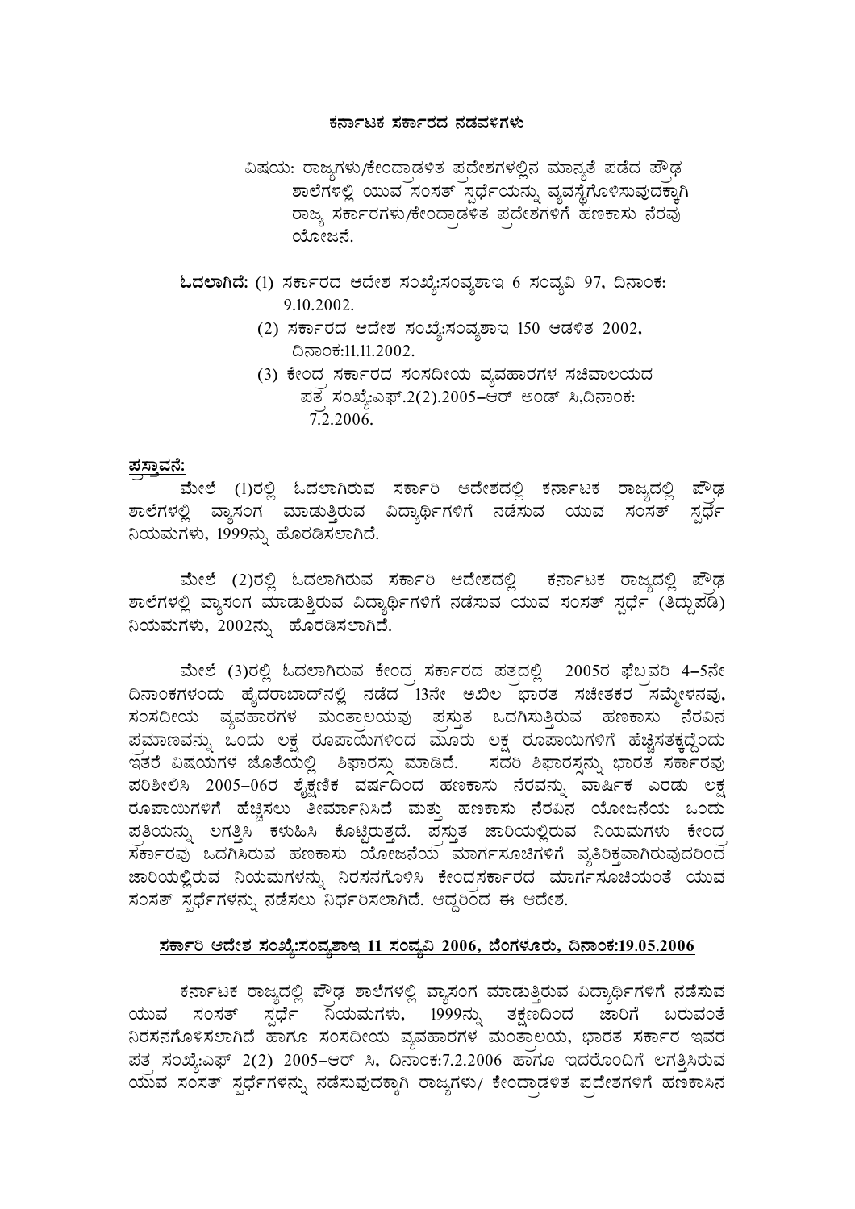**ಕರ್ನಾಟಕ ಸರ್ಕಾರದ ನಡವಳಿಗಳು**

ವಿಷಯ: ರಾಜ್ಯಗಳು/ಕೇಂದ್ರಾಡಳಿತ ಪ್ರದೇಶಗಳಲ್ಲಿನ ಮಾನ್ಯತೆ ಪಡೆದ ಪ್ರೌಢ ಶಾಲೆಗಳಲ್ಲಿ ಯುವ ಸಂಸತ್ ಸ್ಪರ್ಧೆಯನ್ನು ವ್ಯವಸ್ಥೆಗೊಳಿಸುವುದಕ್ಕಾಗಿ ರಾಜ್ಯ ಸರ್ಕಾರಗಳು/ಕೇಂದ್ರಾಡಳಿತ ಪ್ರದೇಶಗಳಿಗೆ ಹಣಕಾಸು ನೆರವು ಯೋಜನೆ.

**ಓದಲಾಗಿದೆ:** (1) ಸರ್ಕಾರದ ಆದೇಶ ಸಂಖ್ಯೆ:ಸಂವ್ಯಶಾಇ 6 ಸಂವ್ಯವಿ 97, ದಿನಾಂಕ: 9.10.2002.

(2) ಸರ್ಕಾರದ ಆದೇಶ ಸಂಖ್ಯೆ:ಸಂವ್ಯಶಾಇ 150 ಆಡಳಿತ 2002, ದಿನಾಂಕ:11.11.2002.

(3) ಕೇಂದ್ರ ಸರ್ಕಾರದ ಸಂಸದೀಯ ವ್ಯವಹಾರಗಳ ಸಚಿವಾಲಯದ ಪತ್ರ ಸಂಖ್ಯೆ:ಎಫ್.2(2).2005–ಆರ್ ಅಂಡ್ ಸಿ,ದಿನಾಂಕ: 7.2.2006.

**ಪ್ರಸ್ತಾವನೆ:**

ಮೇಲೆ (1)ರಲ್ಲಿ ಓದಲಾಗಿರುವ ಸರ್ಕಾರಿ ಆದೇಶದಲ್ಲಿ ಕರ್ನಾಟಕ ರಾಜ್ಯದಲ್ಲಿ ಪ್ರೌಢ ಶಾಲೆಗಳಲ್ಲಿ ವ್ಯಾಸಂಗ ಮಾಡುತ್ತಿರುವ ವಿದ್ಯಾರ್ಥಿಗಳಿಗೆ ನಡೆಸುವ ಯುವ ಸಂಸತ್ ಸ್ಪರ್ಧೆ ನಿಯಮಗಳು, 1999ನ್ನು ಹೊರಡಿಸಲಾಗಿದೆ.

ಮೇಲೆ (2)ರಲ್ಲಿ ಓದಲಾಗಿರುವ ಸರ್ಕಾರಿ ಆದೇಶದಲ್ಲಿ ಕರ್ನಾಟಕ ರಾಜ್ಯದಲ್ಲಿ ಪ್ರೌಢ ಶಾಲೆಗಳಲ್ಲಿ ವ್ಯಾಸಂಗ ಮಾಡುತ್ತಿರುವ ವಿದ್ಯಾರ್ಥಿಗಳಿಗೆ ನಡೆಸುವ ಯುವ ಸಂಸತ್ ಸ್ಪರ್ಧೆ (ತಿದ್ದುಪಡಿ) ನಿಯಮಗಳು, 2002ನ್ನು ಹೊರಡಿಸಲಾಗಿದೆ.

ಮೇಲೆ (3)ರಲ್ಲಿ ಓದಲಾಗಿರುವ ಕೇಂದ್ರ ಸರ್ಕಾರದ ಪತ್ರದಲ್ಲಿ 2005ರ ಫೆಬ್ರವರಿ 4–5ನೇ ದಿನಾಂಕಗಳಂದು ಹೈದರಾಬಾದ್‌ನಲ್ಲಿ ನಡೆದ 13ನೇ ಅಖಿಲ ಭಾರತ ಸಚೇತಕರ ಸಮ್ಮೇಳನವು, ಸಂಸದೀಯ ವ್ಯವಹಾರಗಳ ಮಂತ್ರಾಲಯವು ಪ್ರಸ್ತುತ ಒದಗಿಸುತ್ತಿರುವ ಹಣಕಾಸು ನೆರವಿನ ಪ್ರಮಾಣವನ್ನು ಒಂದು ಲಕ್ಷ ರೂಪಾಯಿಗಳಿಂದ ಮೂರು ಲಕ್ಷ ರೂಪಾಯಿಗಳಿಗೆ ಹೆಚ್ಚಿಸತಕ್ಕದ್ದೆಂದು ಇತರೆ ವಿಷಯಗಳ ಜೊತೆಯಲ್ಲಿ ಶಿಫಾರಸ್ಸು ಮಾಡಿದೆ. ಸದರಿ ಶಿಫಾರಸ್ಸನ್ನು ಭಾರತ ಸರ್ಕಾರವು ಪರಿಶೀಲಿಸಿ 2005–06ರ ಶೈಕ್ಷಣಿಕ ವರ್ಷದಿಂದ ಹಣಕಾಸು ನೆರವನ್ನು ವಾರ್ಷಿಕ ಎರಡು ಲಕ್ಷ ರೂಪಾಯಿಗಳಿಗೆ ಹೆಚ್ಚಿಸಲು ತೀರ್ಮಾನಿಸಿದೆ ಮತ್ತು ಹಣಕಾಸು ನೆರವಿನ ಯೋಜನೆಯ ಒಂದು ಪ್ರತಿಯನ್ನು ಲಗತ್ತಿಸಿ ಕಳುಹಿಸಿ ಕೊಟ್ಟಿರುತ್ತದೆ. ಪ್ರಸ್ತುತ ಜಾರಿಯಲ್ಲಿರುವ ನಿಯಮಗಳು ಕೇಂದ್ರ ಸರ್ಕಾರವು ಒದಗಿಸಿರುವ ಹಣಕಾಸು ಯೋಜನೆಯ ಮಾರ್ಗಸೂಚಿಗಳಿಗೆ ವ್ಯತಿರಿಕ್ತವಾಗಿರುವುದರಿಂದ ಜಾರಿಯಲ್ಲಿರುವ ನಿಯಮಗಳನ್ನು ನಿರಸನಗೊಳಿಸಿ ಕೇಂದ್ರಸರ್ಕಾರದ ಮಾರ್ಗಸೂಚಿಯಂತೆ ಯುವ ಸಂಸತ್ ಸ್ಪರ್ಧೆಗಳನ್ನು ನಡೆಸಲು ನಿರ್ಧರಿಸಲಾಗಿದೆ. ಆದ್ದರಿಂದ ಈ ಆದೇಶ.

**ಸರ್ಕಾರಿ ಆದೇಶ ಸಂಖ್ಯೆ:ಸಂವ್ಯಶಾಇ 11 ಸಂವ್ಯವಿ 2006, ಬೆಂಗಳೂರು, ದಿನಾಂಕ:19.05.2006**

ಕರ್ನಾಟಕ ರಾಜ್ಯದಲ್ಲಿ ಪ್ರೌಢ ಶಾಲೆಗಳಲ್ಲಿ ವ್ಯಾಸಂಗ ಮಾಡುತ್ತಿರುವ ವಿದ್ಯಾರ್ಥಿಗಳಿಗೆ ನಡೆಸುವ ಯುವ ಸಂಸತ್ ಸ್ಪರ್ಧೆ ನಿಯಮಗಳು, 1999ನ್ನು ತಕ್ಷಣದಿಂದ ಜಾರಿಗೆ ಬರುವಂತೆ ನಿರಸನಗೊಳಿಸಲಾಗಿದೆ ಹಾಗೂ ಸಂಸದೀಯ ವ್ಯವಹಾರಗಳ ಮಂತ್ರಾಲಯ, ಭಾರತ ಸರ್ಕಾರ ಇವರ ಪತ್ರ ಸಂಖ್ಯೆ:ಎಫ್ 2(2) 2005–ಆರ್ ಸಿ, ದಿನಾಂಕ:7.2.2006 ಹಾಗೂ ಇದರೊಂದಿಗೆ ಲಗತ್ತಿಸಿರುವ ಯುವ ಸಂಸತ್ ಸ್ಪರ್ಧೆಗಳನ್ನು ನಡೆಸುವುದಕ್ಕಾಗಿ ರಾಜ್ಯಗಳು/ ಕೇಂದ್ರಾಡಳಿತ ಪ್ರದೇಶಗಳಿಗೆ ಹಣಕಾಸಿನ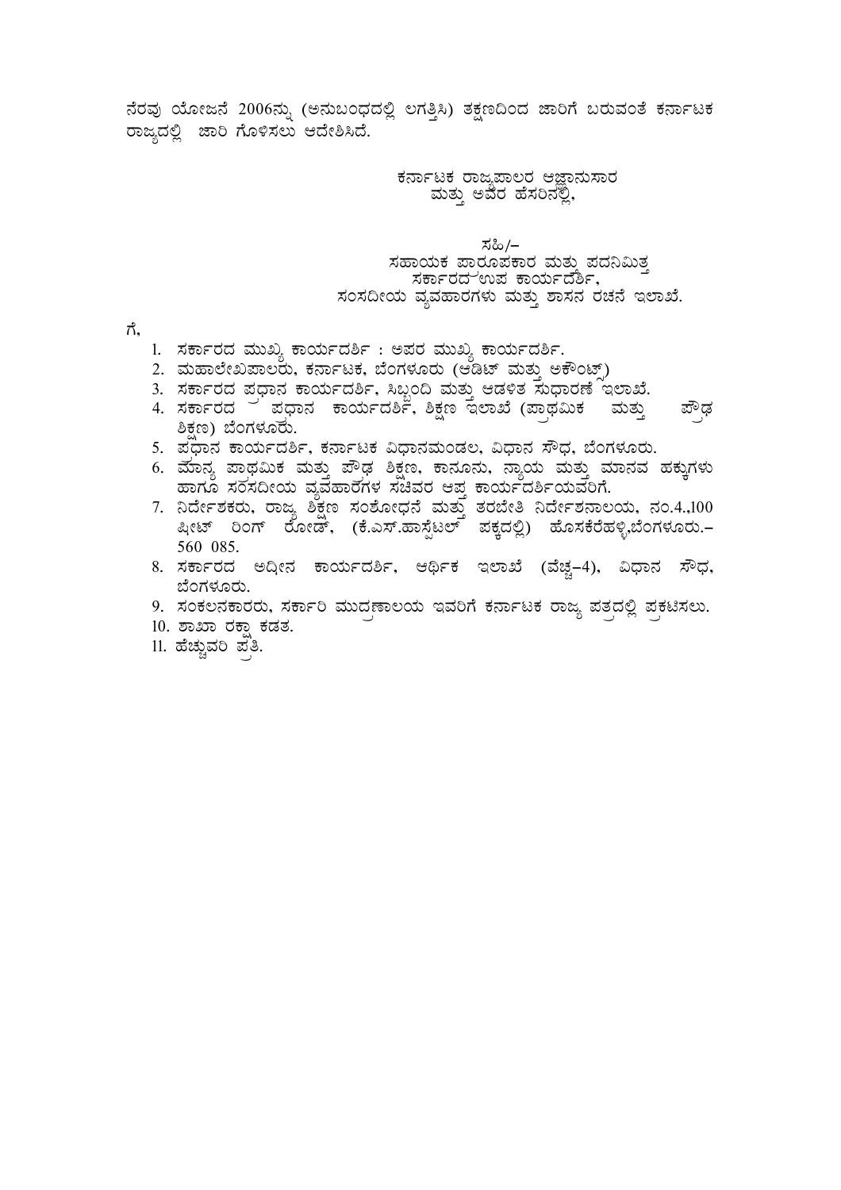ನೆರವು ಯೋಜನೆ 2006ನ್ನು (ಅನುಬಂಧದಲ್ಲಿ ಲಗತ್ತಿಸಿ) ತಕ್ಷಣದಿಂದ ಜಾರಿಗೆ ಬರುವಂತೆ ಕರ್ನಾಟಕ ರಾಜ್ಯದಲ್ಲಿ ಜಾರಿ ಗೊಳಿಸಲು ಆದೇಶಿಸಿದೆ.

ಕರ್ನಾಟಕ ರಾಜ್ಯಪಾಲರ ಆಜ್ಞಾನುಸಾರ
ಮತ್ತು ಅವರ ಹೆಸರಿನಲ್ಲಿ,

ಸಹಿ/-
ಸಹಾಯಕ ಪಾರೂಪಕಾರ ಮತ್ತು ಪದನಿಮಿತ್ತ
ಸರ್ಕಾರದ ಉಪ ಕಾರ್ಯದರ್ಶಿ,
ಸಂಸದೀಯ ವ್ಯವಹಾರಗಳು ಮತ್ತು ಶಾಸನ ರಚನೆ ಇಲಾಖೆ.

ಗೆ,

1. ಸರ್ಕಾರದ ಮುಖ್ಯ ಕಾರ್ಯದರ್ಶಿ : ಅಪರ ಮುಖ್ಯ ಕಾರ್ಯದರ್ಶಿ.
2. ಮಹಾಲೇಖಪಾಲರು, ಕರ್ನಾಟಕ, ಬೆಂಗಳೂರು (ಆಡಿಟ್ ಮತ್ತು ಅಕೌಂಟ್ಸ್)
3. ಸರ್ಕಾರದ ಪ್ರಧಾನ ಕಾರ್ಯದರ್ಶಿ, ಸಿಬ್ಬಂದಿ ಮತ್ತು ಆಡಳಿತ ಸುಧಾರಣೆ ಇಲಾಖೆ.
4. ಸರ್ಕಾರದ ಪ್ರಧಾನ ಕಾರ್ಯದರ್ಶಿ, ಶಿಕ್ಷಣ ಇಲಾಖೆ (ಪ್ರಾಥಮಿಕ ಮತ್ತು ಪ್ರೌಢ ಶಿಕ್ಷಣ) ಬೆಂಗಳೂರು.
5. ಪ್ರಧಾನ ಕಾರ್ಯದರ್ಶಿ, ಕರ್ನಾಟಕ ವಿಧಾನಮಂಡಲ, ವಿಧಾನ ಸೌಧ, ಬೆಂಗಳೂರು.
6. ಮಾನ್ಯ ಪ್ರಾಥಮಿಕ ಮತ್ತು ಪ್ರೌಢ ಶಿಕ್ಷಣ, ಕಾನೂನು, ನ್ಯಾಯ ಮತ್ತು ಮಾನವ ಹಕ್ಕುಗಳು ಹಾಗೂ ಸಂಸದೀಯ ವ್ಯವಹಾರಗಳ ಸಚಿವರ ಆಪ್ತ ಕಾರ್ಯದರ್ಶಿಯವರಿಗೆ.
7. ನಿರ್ದೇಶಕರು, ರಾಜ್ಯ ಶಿಕ್ಷಣ ಸಂಶೋಧನೆ ಮತ್ತು ತರಬೇತಿ ನಿರ್ದೇಶನಾಲಯ, ನಂ.4.,100 ಫೀಟ್ ರಿಂಗ್ ರೋಡ್, (ಕೆ.ಎಸ್.ಹಾಸ್ಪೆಟಲ್ ಪಕ್ಕದಲ್ಲಿ) ಹೊಸಕೆರೆಹಳ್ಳಿ,ಬೆಂಗಳೂರು.- 560 085.
8. ಸರ್ಕಾರದ ಅಧೀನ ಕಾರ್ಯದರ್ಶಿ, ಆರ್ಥಿಕ ಇಲಾಖೆ (ವೆಚ್ಚ-4), ವಿಧಾನ ಸೌಧ, ಬೆಂಗಳೂರು.
9. ಸಂಕಲನಕಾರರು, ಸರ್ಕಾರಿ ಮುದ್ರಣಾಲಯ ಇವರಿಗೆ ಕರ್ನಾಟಕ ರಾಜ್ಯ ಪತ್ರದಲ್ಲಿ ಪ್ರಕಟಿಸಲು.
10. ಶಾಖಾ ರಕ್ಷಾ ಕಡತ.
11. ಹೆಚ್ಚುವರಿ ಪ್ರತಿ.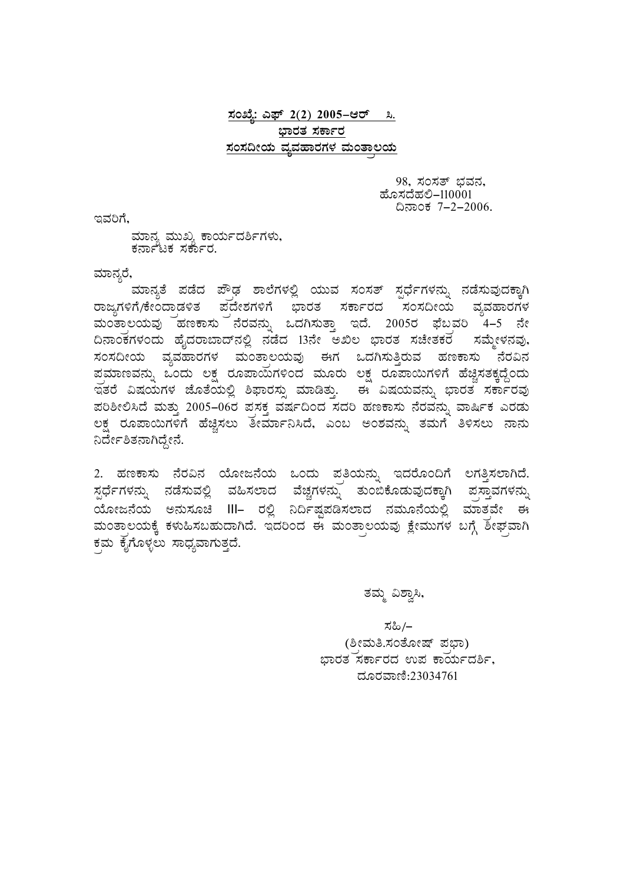**ಸಂಖ್ಯೆ: ಎಫ್ 2(2) 2005–ಆರ್ ಸಿ.**

**ಭಾರತ ಸರ್ಕಾರ**

**ಸಂಸದೀಯ ವ್ಯವಹಾರಗಳ ಮಂತ್ರಾಲಯ**

98, ಸಂಸತ್ ಭವನ,
ಹೊಸದೆಹಲಿ–110001
ದಿನಾಂಕ 7–2–2006.

ಇವರಿಗೆ,

ಮಾನ್ಯ ಮುಖ್ಯ ಕಾರ್ಯದರ್ಶಿಗಳು,
ಕರ್ನಾಟಕ ಸರ್ಕಾರ.

ಮಾನ್ಯರೆ,

ಮಾನ್ಯತೆ ಪಡೆದ ಪ್ರೌಢ ಶಾಲೆಗಳಲ್ಲಿ ಯುವ ಸಂಸತ್ ಸ್ಪರ್ಧೆಗಳನ್ನು ನಡೆಸುವುದಕ್ಕಾಗಿ ರಾಜ್ಯಗಳಿಗೆ/ಕೇಂದ್ರಾಡಳಿತ ಪ್ರದೇಶಗಳಿಗೆ ಭಾರತ ಸರ್ಕಾರದ ಸಂಸದೀಯ ವ್ಯವಹಾರಗಳ ಮಂತ್ರಾಲಯವು ಹಣಕಾಸು ನೆರವನ್ನು ಒದಗಿಸುತ್ತಾ ಇದೆ. 2005ರ ಫೆಬ್ರವರಿ 4–5 ನೇ ದಿನಾಂಕಗಳಂದು ಹೈದರಾಬಾದ್‌ನಲ್ಲಿ ನಡೆದ 13ನೇ ಅಖಿಲ ಭಾರತ ಸಚೇತಕರ ಸಮ್ಮೇಳನವು, ಸಂಸದೀಯ ವ್ಯವಹಾರಗಳ ಮಂತ್ರಾಲಯವು ಈಗ ಒದಗಿಸುತ್ತಿರುವ ಹಣಕಾಸು ನೆರವಿನ ಪ್ರಮಾಣವನ್ನು ಒಂದು ಲಕ್ಷ ರೂಪಾಯಿಗಳಿಂದ ಮೂರು ಲಕ್ಷ ರೂಪಾಯಿಗಳಿಗೆ ಹೆಚ್ಚಿಸತಕ್ಕದ್ದೆಂದು ಇತರೆ ವಿಷಯಗಳ ಜೊತೆಯಲ್ಲಿ ಶಿಫಾರಸ್ಸು ಮಾಡಿತ್ತು. ಈ ವಿಷಯವನ್ನು ಭಾರತ ಸರ್ಕಾರವು ಪರಿಶೀಲಿಸಿದೆ ಮತ್ತು 2005–06ರ ಪ್ರಸಕ್ತ ವರ್ಷದಿಂದ ಸದರಿ ಹಣಕಾಸು ನೆರವನ್ನು ವಾರ್ಷಿಕ ಎರಡು ಲಕ್ಷ ರೂಪಾಯಿಗಳಿಗೆ ಹೆಚ್ಚಿಸಲು ತೀರ್ಮಾನಿಸಿದೆ, ಎಂಬ ಅಂಶವನ್ನು ತಮಗೆ ತಿಳಿಸಲು ನಾನು ನಿರ್ದೇಶಿತನಾಗಿದ್ದೇನೆ.

2. ಹಣಕಾಸು ನೆರವಿನ ಯೋಜನೆಯ ಒಂದು ಪ್ರತಿಯನ್ನು ಇದರೊಂದಿಗೆ ಲಗತ್ತಿಸಲಾಗಿದೆ. ಸ್ಪರ್ಧೆಗಳನ್ನು ನಡೆಸುವಲ್ಲಿ ವಹಿಸಲಾದ ವೆಚ್ಚಗಳನ್ನು ತುಂಬಿಕೊಡುವುದಕ್ಕಾಗಿ ಪ್ರಸ್ತಾವಗಳನ್ನು ಯೋಜನೆಯ ಅನುಸೂಚಿ III– ರಲ್ಲಿ ನಿರ್ದಿಷ್ಟಪಡಿಸಲಾದ ನಮೂನೆಯಲ್ಲಿ ಮಾತ್ರವೇ ಈ ಮಂತ್ರಾಲಯಕ್ಕೆ ಕಳುಹಿಸಬಹುದಾಗಿದೆ. ಇದರಿಂದ ಈ ಮಂತ್ರಾಲಯವು ಕ್ಲೇಮುಗಳ ಬಗ್ಗೆ ಶೀಘ್ರವಾಗಿ ಕ್ರಮ ಕೈಗೊಳ್ಳಲು ಸಾಧ್ಯವಾಗುತ್ತದೆ.

ತಮ್ಮ ವಿಶ್ವಾಸಿ,

ಸಹಿ/–
(ಶ್ರೀಮತಿ.ಸಂತೋಷ್ ಪ್ರಭಾ)
ಭಾರತ ಸರ್ಕಾರದ ಉಪ ಕಾರ್ಯದರ್ಶಿ,
ದೂರವಾಣಿ:23034761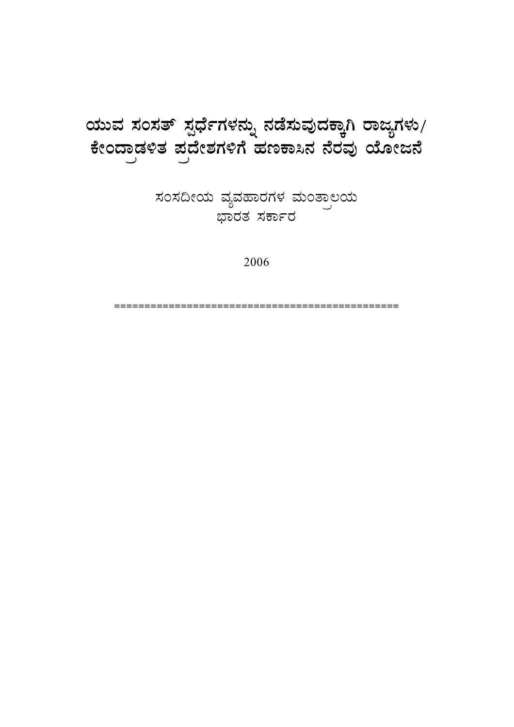# ಯುವ ಸಂಸತ್ ಸ್ಪರ್ಧೆಗಳನ್ನು ನಡೆಸುವುದಕ್ಕಾಗಿ ರಾಜ್ಯಗಳು/ ಕೇಂದ್ರಾಡಳಿತ ಪ್ರದೇಶಗಳಿಗೆ ಹಣಕಾಸಿನ ನೆರವು ಯೋಜನೆ

ಸಂಸದೀಯ ವ್ಯವಹಾರಗಳ ಮಂತ್ರಾಲಯ
ಭಾರತ ಸರ್ಕಾರ

2006

==============================================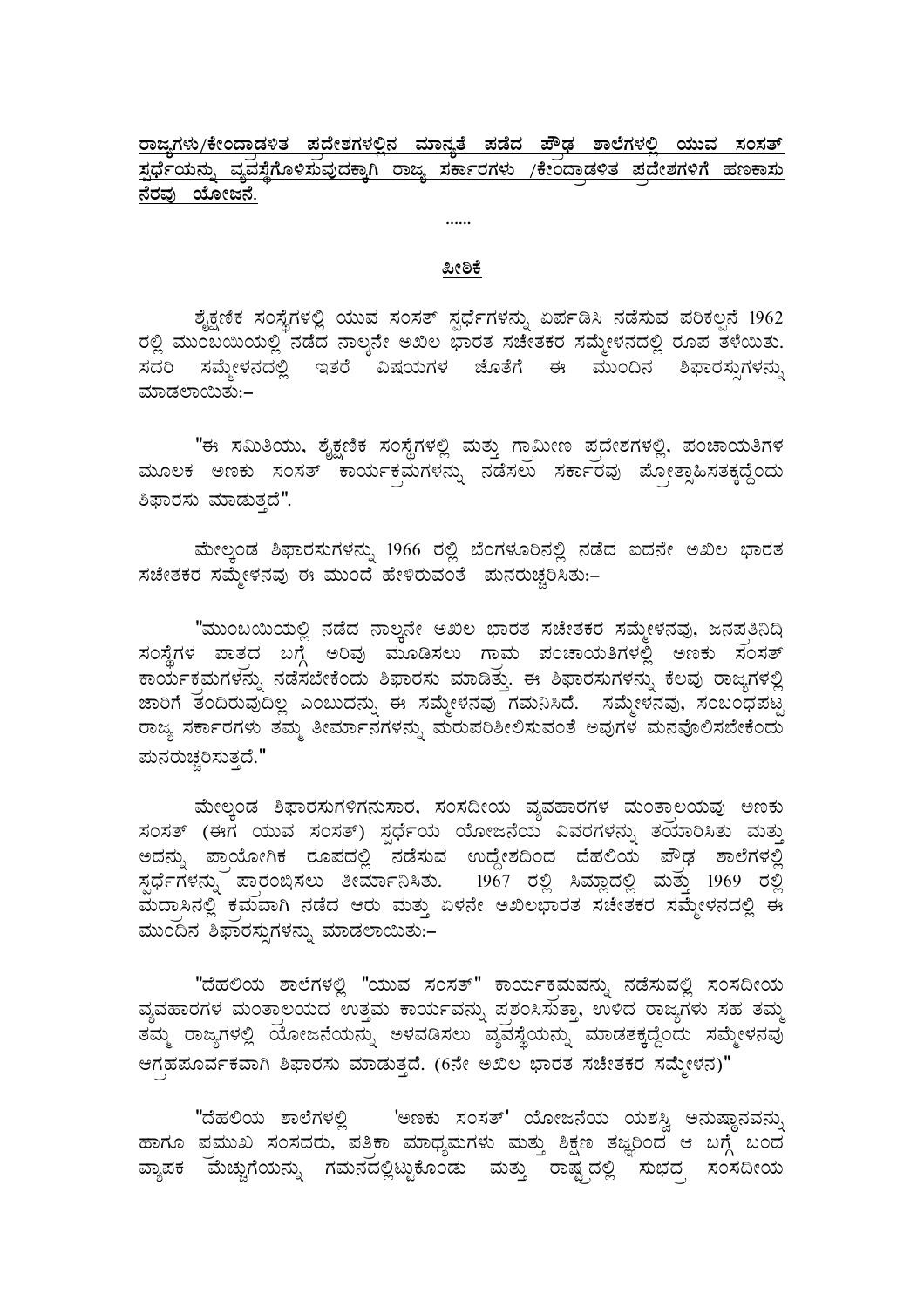**ರಾಜ್ಯಗಳು/ಕೇಂದ್ರಾಡಳಿತ ಪ್ರದೇಶಗಳಲ್ಲಿನ ಮಾನ್ಯತೆ ಪಡೆದ ಪ್ರೌಢ ಶಾಲೆಗಳಲ್ಲಿ ಯುವ ಸಂಸತ್ ಸ್ಪರ್ಧೆಯನ್ನು ವ್ಯವಸ್ಥೆಗೊಳಿಸುವುದಕ್ಕಾಗಿ ರಾಜ್ಯ ಸರ್ಕಾರಗಳು /ಕೇಂದ್ರಾಡಳಿತ ಪ್ರದೇಶಗಳಿಗೆ ಹಣಕಾಸು ನೆರವು ಯೋಜನೆ.**

......

**ಪೀಠಿಕೆ**

ಶೈಕ್ಷಣಿಕ ಸಂಸ್ಥೆಗಳಲ್ಲಿ ಯುವ ಸಂಸತ್ ಸ್ಪರ್ಧೆಗಳನ್ನು ಏರ್ಪಡಿಸಿ ನಡೆಸುವ ಪರಿಕಲ್ಪನೆ 1962 ರಲ್ಲಿ ಮುಂಬಯಿಯಲ್ಲಿ ನಡೆದ ನಾಲ್ಕನೇ ಅಖಿಲ ಭಾರತ ಸಚೇತಕರ ಸಮ್ಮೇಳನದಲ್ಲಿ ರೂಪ ತಳೆಯಿತು. ಸದರಿ ಸಮ್ಮೇಳನದಲ್ಲಿ ಇತರೆ ವಿಷಯಗಳ ಜೊತೆಗೆ ಈ ಮುಂದಿನ ಶಿಫಾರಸ್ಸುಗಳನ್ನು ಮಾಡಲಾಯಿತು:–

"ಈ ಸಮಿತಿಯು, ಶೈಕ್ಷಣಿಕ ಸಂಸ್ಥೆಗಳಲ್ಲಿ ಮತ್ತು ಗ್ರಾಮೀಣ ಪ್ರದೇಶಗಳಲ್ಲಿ, ಪಂಚಾಯತಿಗಳ ಮೂಲಕ ಅಣಕು ಸಂಸತ್ ಕಾರ್ಯಕ್ರಮಗಳನ್ನು ನಡೆಸಲು ಸರ್ಕಾರವು ಪ್ರೋತ್ಸಾಹಿಸತಕ್ಕದ್ದೆಂದು ಶಿಫಾರಸು ಮಾಡುತ್ತದೆ".

ಮೇಲ್ಕಂಡ ಶಿಫಾರಸುಗಳನ್ನು 1966 ರಲ್ಲಿ ಬೆಂಗಳೂರಿನಲ್ಲಿ ನಡೆದ ಐದನೇ ಅಖಿಲ ಭಾರತ ಸಚೇತಕರ ಸಮ್ಮೇಳನವು ಈ ಮುಂದೆ ಹೇಳಿರುವಂತೆ ಪುನರುಚ್ಚರಿಸಿತು:–

"ಮುಂಬಯಿಯಲ್ಲಿ ನಡೆದ ನಾಲ್ಕನೇ ಅಖಿಲ ಭಾರತ ಸಚೇತಕರ ಸಮ್ಮೇಳನವು, ಜನಪ್ರತಿನಿಧಿ ಸಂಸ್ಥೆಗಳ ಪಾತ್ರದ ಬಗ್ಗೆ ಅರಿವು ಮೂಡಿಸಲು ಗ್ರಾಮ ಪಂಚಾಯತಿಗಳಲ್ಲಿ ಅಣಕು ಸಂಸತ್ ಕಾರ್ಯಕ್ರಮಗಳನ್ನು ನಡೆಸಬೇಕೆಂದು ಶಿಫಾರಸು ಮಾಡಿತ್ತು. ಈ ಶಿಫಾರಸುಗಳನ್ನು ಕೆಲವು ರಾಜ್ಯಗಳಲ್ಲಿ ಜಾರಿಗೆ ತಂದಿರುವುದಿಲ್ಲ ಎಂಬುದನ್ನು ಈ ಸಮ್ಮೇಳನವು ಗಮನಿಸಿದೆ. ಸಮ್ಮೇಳನವು, ಸಂಬಂಧಪಟ್ಟ ರಾಜ್ಯ ಸರ್ಕಾರಗಳು ತಮ್ಮ ತೀರ್ಮಾನಗಳನ್ನು ಮರುಪರಿಶೀಲಿಸುವಂತೆ ಅವುಗಳ ಮನವೊಲಿಸಬೇಕೆಂದು ಪುನರುಚ್ಚರಿಸುತ್ತದೆ."

ಮೇಲ್ಕಂಡ ಶಿಫಾರಸುಗಳಿಗನುಸಾರ, ಸಂಸದೀಯ ವ್ಯವಹಾರಗಳ ಮಂತ್ರಾಲಯವು ಅಣಕು ಸಂಸತ್ (ಈಗ ಯುವ ಸಂಸತ್) ಸ್ಪರ್ಧೆಯ ಯೋಜನೆಯ ವಿವರಗಳನ್ನು ತಯಾರಿಸಿತು ಮತ್ತು ಅದನ್ನು ಪ್ರಾಯೋಗಿಕ ರೂಪದಲ್ಲಿ ನಡೆಸುವ ಉದ್ದೇಶದಿಂದ ದೆಹಲಿಯ ಪ್ರೌಢ ಶಾಲೆಗಳಲ್ಲಿ ಸ್ಪರ್ಧೆಗಳನ್ನು ಪ್ರಾರಂಭಿಸಲು ತೀರ್ಮಾನಿಸಿತು. 1967 ರಲ್ಲಿ ಸಿಮ್ಲಾದಲ್ಲಿ ಮತ್ತು 1969 ರಲ್ಲಿ ಮದ್ರಾಸಿನಲ್ಲಿ ಕ್ರಮವಾಗಿ ನಡೆದ ಆರು ಮತ್ತು ಏಳನೇ ಅಖಿಲಭಾರತ ಸಚೇತಕರ ಸಮ್ಮೇಳನದಲ್ಲಿ ಈ ಮುಂದಿನ ಶಿಫಾರಸ್ಸುಗಳನ್ನು ಮಾಡಲಾಯಿತು:–

"ದೆಹಲಿಯ ಶಾಲೆಗಳಲ್ಲಿ "ಯುವ ಸಂಸತ್" ಕಾರ್ಯಕ್ರಮವನ್ನು ನಡೆಸುವಲ್ಲಿ ಸಂಸದೀಯ ವ್ಯವಹಾರಗಳ ಮಂತ್ರಾಲಯದ ಉತ್ತಮ ಕಾರ್ಯವನ್ನು ಪ್ರಶಂಸಿಸುತ್ತಾ, ಉಳಿದ ರಾಜ್ಯಗಳು ಸಹ ತಮ್ಮ ತಮ್ಮ ರಾಜ್ಯಗಳಲ್ಲಿ ಯೋಜನೆಯನ್ನು ಅಳವಡಿಸಲು ವ್ಯವಸ್ಥೆಯನ್ನು ಮಾಡತಕ್ಕದ್ದೆಂದು ಸಮ್ಮೇಳನವು ಆಗ್ರಹಪೂರ್ವಕವಾಗಿ ಶಿಫಾರಸು ಮಾಡುತ್ತದೆ. (6ನೇ ಅಖಿಲ ಭಾರತ ಸಚೇತಕರ ಸಮ್ಮೇಳನ)"

"ದೆಹಲಿಯ ಶಾಲೆಗಳಲ್ಲಿ 'ಅಣಕು ಸಂಸತ್' ಯೋಜನೆಯ ಯಶಸ್ವಿ ಅನುಷ್ಠಾನವನ್ನು ಹಾಗೂ ಪ್ರಮುಖ ಸಂಸದರು, ಪತ್ರಿಕಾ ಮಾಧ್ಯಮಗಳು ಮತ್ತು ಶಿಕ್ಷಣ ತಜ್ಞರಿಂದ ಆ ಬಗ್ಗೆ ಬಂದ ವ್ಯಾಪಕ ಮೆಚ್ಚುಗೆಯನ್ನು ಗಮನದಲ್ಲಿಟ್ಟುಕೊಂಡು ಮತ್ತು ರಾಷ್ಟ್ರದಲ್ಲಿ ಸುಭದ್ರ ಸಂಸದೀಯ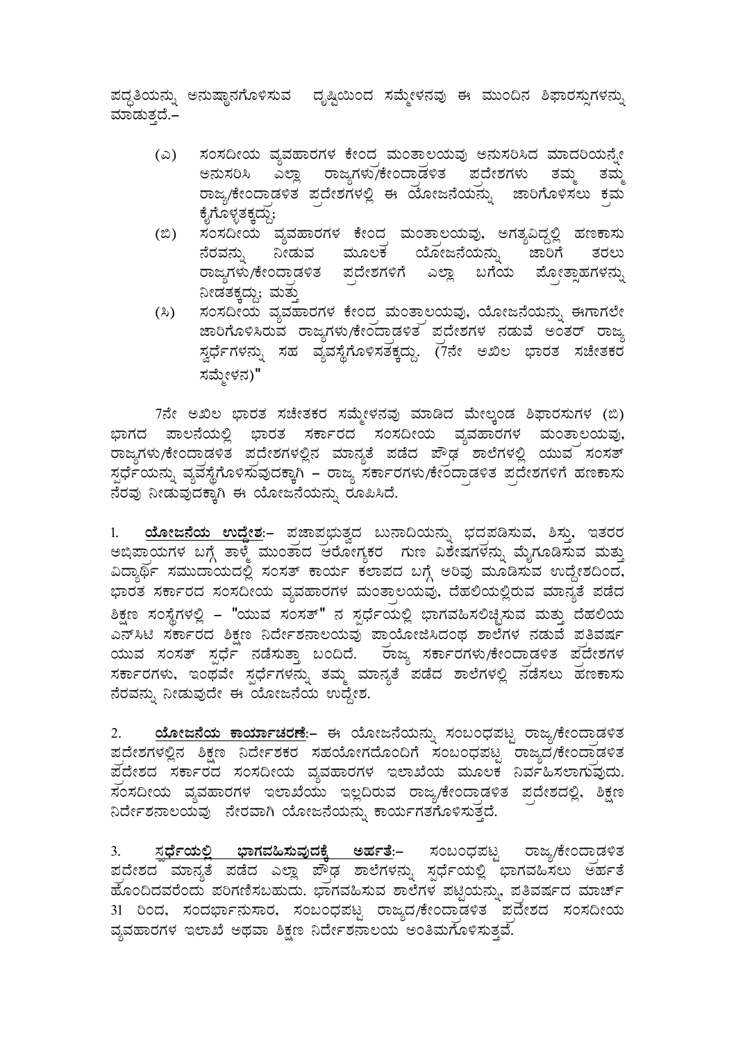ಪದ್ಧತಿಯನ್ನು ಅನುಷ್ಠಾನಗೊಳಿಸುವ ದೃಷ್ಟಿಯಿಂದ ಸಮ್ಮೇಳನವು ಈ ಮುಂದಿನ ಶಿಫಾರಸ್ಸುಗಳನ್ನು ಮಾಡುತ್ತದೆ.–

- (ಎ) ಸಂಸದೀಯ ವ್ಯವಹಾರಗಳ ಕೇಂದ್ರ ಮಂತ್ರಾಲಯವು ಅನುಸರಿಸಿದ ಮಾದರಿಯನ್ನೇ ಅನುಸರಿಸಿ ಎಲ್ಲಾ ರಾಜ್ಯಗಳು/ಕೇಂದ್ರಾಡಳಿತ ಪ್ರದೇಶಗಳು ತಮ್ಮ ತಮ್ಮ ರಾಜ್ಯ/ಕೇಂದ್ರಾಡಳಿತ ಪ್ರದೇಶಗಳಲ್ಲಿ ಈ ಯೋಜನೆಯನ್ನು ಜಾರಿಗೊಳಿಸಲು ಕ್ರಮ ಕೈಗೊಳ್ಳತಕ್ಕದ್ದು;
- (ಬಿ) ಸಂಸದೀಯ ವ್ಯವಹಾರಗಳ ಕೇಂದ್ರ ಮಂತ್ರಾಲಯವು, ಅಗತ್ಯವಿದ್ದಲ್ಲಿ ಹಣಕಾಸು ನೆರವನ್ನು ನೀಡುವ ಮೂಲಕ ಯೋಜನೆಯನ್ನು ಜಾರಿಗೆ ತರಲು ರಾಜ್ಯಗಳು/ಕೇಂದ್ರಾಡಳಿತ ಪ್ರದೇಶಗಳಿಗೆ ಎಲ್ಲಾ ಬಗೆಯ ಪ್ರೋತ್ಸಾಹಗಳನ್ನು ನೀಡತಕ್ಕದ್ದು; ಮತ್ತು
- (ಸಿ) ಸಂಸದೀಯ ವ್ಯವಹಾರಗಳ ಕೇಂದ್ರ ಮಂತ್ರಾಲಯವು, ಯೋಜನೆಯನ್ನು ಈಗಾಗಲೇ ಜಾರಿಗೊಳಿಸಿರುವ ರಾಜ್ಯಗಳು/ಕೇಂದ್ರಾಡಳಿತ ಪ್ರದೇಶಗಳ ನಡುವೆ ಅಂತರ್ ರಾಜ್ಯ ಸ್ಪರ್ಧೆಗಳನ್ನು ಸಹ ವ್ಯವಸ್ಥೆಗೊಳಿಸತಕ್ಕದ್ದು. (7ನೇ ಅಖಿಲ ಭಾರತ ಸಚೇತಕರ ಸಮ್ಮೇಳನ)"

7ನೇ ಅಖಿಲ ಭಾರತ ಸಚೇತಕರ ಸಮ್ಮೇಳನವು ಮಾಡಿದ ಮೇಲ್ಕಂಡ ಶಿಫಾರಸುಗಳ (ಬಿ) ಭಾಗದ ಪಾಲನೆಯಲ್ಲಿ ಭಾರತ ಸರ್ಕಾರದ ಸಂಸದೀಯ ವ್ಯವಹಾರಗಳ ಮಂತ್ರಾಲಯವು, ರಾಜ್ಯಗಳು/ಕೇಂದ್ರಾಡಳಿತ ಪ್ರದೇಶಗಳಲ್ಲಿನ ಮಾನ್ಯತೆ ಪಡೆದ ಪ್ರೌಢ ಶಾಲೆಗಳಲ್ಲಿ ಯುವ ಸಂಸತ್ ಸ್ಪರ್ಧೆಯನ್ನು ವ್ಯವಸ್ಥೆಗೊಳಿಸುವುದಕ್ಕಾಗಿ – ರಾಜ್ಯ ಸರ್ಕಾರಗಳು/ಕೇಂದ್ರಾಡಳಿತ ಪ್ರದೇಶಗಳಿಗೆ ಹಣಕಾಸು ನೆರವು ನೀಡುವುದಕ್ಕಾಗಿ ಈ ಯೋಜನೆಯನ್ನು ರೂಪಿಸಿದೆ.

1. **ಯೋಜನೆಯ ಉದ್ದೇಶ:**– ಪ್ರಜಾಪ್ರಭುತ್ವದ ಬುನಾದಿಯನ್ನು ಭದ್ರಪಡಿಸುವ, ಶಿಸ್ತು, ಇತರರ ಅಭಿಪ್ರಾಯಗಳ ಬಗ್ಗೆ ತಾಳ್ಮೆ ಮುಂತಾದ ಆರೋಗ್ಯಕರ ಗುಣ ವಿಶೇಷಗಳನ್ನು ಮೈಗೂಡಿಸುವ ಮತ್ತು ವಿದ್ಯಾರ್ಥಿ ಸಮುದಾಯದಲ್ಲಿ ಸಂಸತ್ ಕಾರ್ಯ ಕಲಾಪದ ಬಗ್ಗೆ ಅರಿವು ಮೂಡಿಸುವ ಉದ್ದೇಶದಿಂದ, ಭಾರತ ಸರ್ಕಾರದ ಸಂಸದೀಯ ವ್ಯವಹಾರಗಳ ಮಂತ್ರಾಲಯವು, ದೆಹಲಿಯಲ್ಲಿರುವ ಮಾನ್ಯತೆ ಪಡೆದ ಶಿಕ್ಷಣ ಸಂಸ್ಥೆಗಳಲ್ಲಿ – "ಯುವ ಸಂಸತ್" ನ ಸ್ಪರ್ಧೆಯಲ್ಲಿ ಭಾಗವಹಿಸಲಿಚ್ಛಿಸುವ ಮತ್ತು ದೆಹಲಿಯ ಎನ್‌ಸಿಟಿ ಸರ್ಕಾರದ ಶಿಕ್ಷಣ ನಿರ್ದೇಶನಾಲಯವು ಪ್ರಾಯೋಜಿಸಿದಂಥ ಶಾಲೆಗಳ ನಡುವೆ ಪ್ರತಿವರ್ಷ ಯುವ ಸಂಸತ್ ಸ್ಪರ್ಧೆ ನಡೆಸುತ್ತಾ ಬಂದಿದೆ. ರಾಜ್ಯ ಸರ್ಕಾರಗಳು/ಕೇಂದ್ರಾಡಳಿತ ಪ್ರದೇಶಗಳ ಸರ್ಕಾರಗಳು, ಇಂಥವೇ ಸ್ಪರ್ಧೆಗಳನ್ನು ತಮ್ಮ ಮಾನ್ಯತೆ ಪಡೆದ ಶಾಲೆಗಳಲ್ಲಿ ನಡೆಸಲು ಹಣಕಾಸು ನೆರವನ್ನು ನೀಡುವುದೇ ಈ ಯೋಜನೆಯ ಉದ್ದೇಶ.

2. **ಯೋಜನೆಯ ಕಾರ್ಯಾಚರಣೆ:**– ಈ ಯೋಜನೆಯನ್ನು ಸಂಬಂಧಪಟ್ಟ ರಾಜ್ಯ/ಕೇಂದ್ರಾಡಳಿತ ಪ್ರದೇಶಗಳಲ್ಲಿನ ಶಿಕ್ಷಣ ನಿರ್ದೇಶಕರ ಸಹಯೋಗದೊಂದಿಗೆ ಸಂಬಂಧಪಟ್ಟ ರಾಜ್ಯದ/ಕೇಂದ್ರಾಡಳಿತ ಪ್ರದೇಶದ ಸರ್ಕಾರದ ಸಂಸದೀಯ ವ್ಯವಹಾರಗಳ ಇಲಾಖೆಯ ಮೂಲಕ ನಿರ್ವಹಿಸಲಾಗುವುದು. ಸಂಸದೀಯ ವ್ಯವಹಾರಗಳ ಇಲಾಖೆಯು ಇಲ್ಲದಿರುವ ರಾಜ್ಯ/ಕೇಂದ್ರಾಡಳಿತ ಪ್ರದೇಶದಲ್ಲಿ, ಶಿಕ್ಷಣ ನಿರ್ದೇಶನಾಲಯವು ನೇರವಾಗಿ ಯೋಜನೆಯನ್ನು ಕಾರ್ಯಗತಗೊಳಿಸುತ್ತದೆ.

3. **ಸ್ಪರ್ಧೆಯಲ್ಲಿ ಭಾಗವಹಿಸುವುದಕ್ಕೆ ಅರ್ಹತೆ:**– ಸಂಬಂಧಪಟ್ಟ ರಾಜ್ಯ/ಕೇಂದ್ರಾಡಳಿತ ಪ್ರದೇಶದ ಮಾನ್ಯತೆ ಪಡೆದ ಎಲ್ಲಾ ಪ್ರೌಢ ಶಾಲೆಗಳನ್ನು ಸ್ಪರ್ಧೆಯಲ್ಲಿ ಭಾಗವಹಿಸಲು ಅರ್ಹತೆ ಹೊಂದಿದವರೆಂದು ಪರಿಗಣಿಸಬಹುದು. ಭಾಗವಹಿಸುವ ಶಾಲೆಗಳ ಪಟ್ಟಿಯನ್ನು, ಪ್ರತಿವರ್ಷದ ಮಾರ್ಚ್ 31 ರಿಂದ, ಸಂದರ್ಭಾನುಸಾರ, ಸಂಬಂಧಪಟ್ಟ ರಾಜ್ಯದ/ಕೇಂದ್ರಾಡಳಿತ ಪ್ರದೇಶದ ಸಂಸದೀಯ ವ್ಯವಹಾರಗಳ ಇಲಾಖೆ ಅಥವಾ ಶಿಕ್ಷಣ ನಿರ್ದೇಶನಾಲಯ ಅಂತಿಮಗೊಳಿಸುತ್ತವೆ.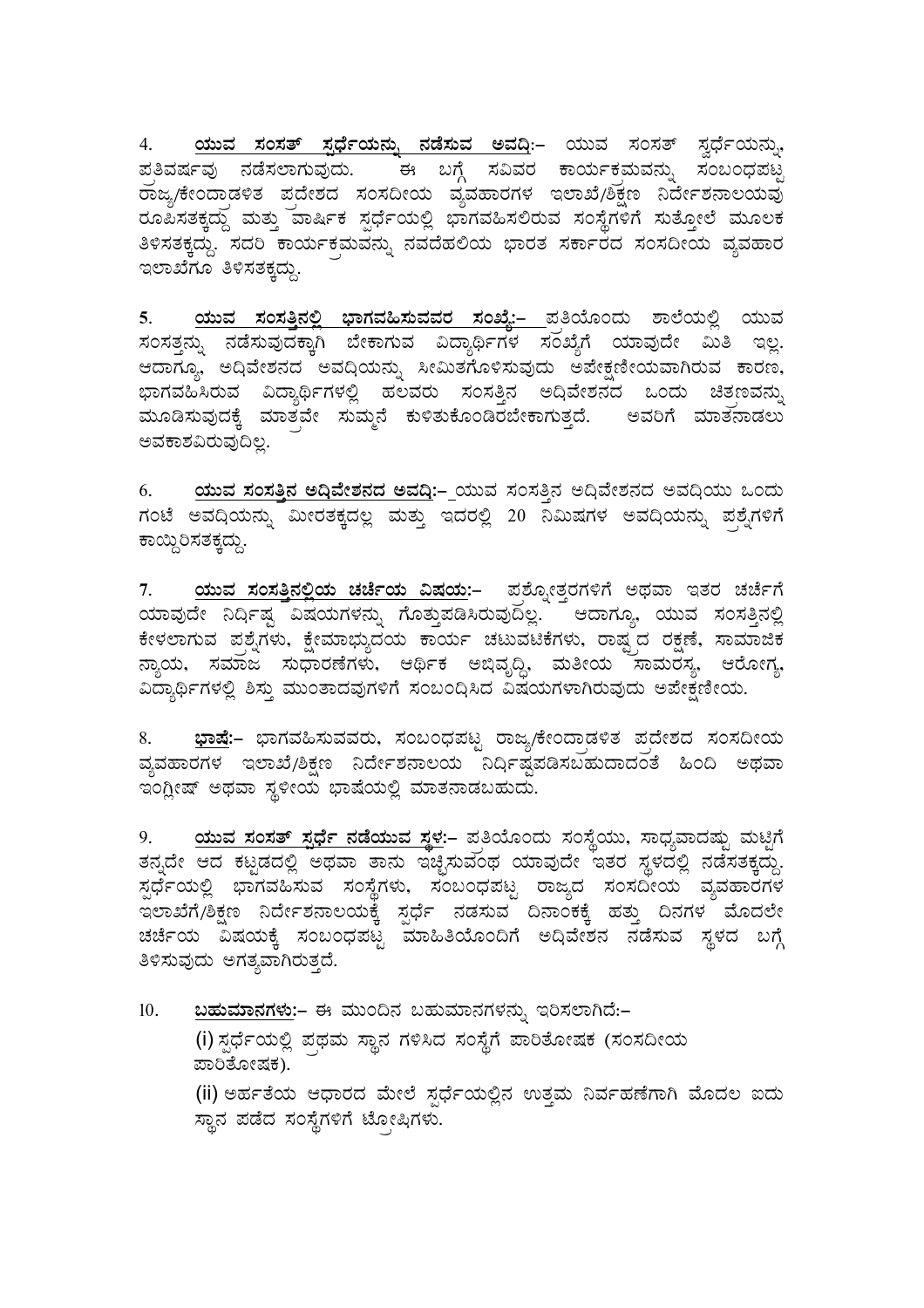4. **ಯುವ ಸಂಸತ್ ಸ್ಪರ್ಧೆಯನ್ನು ನಡೆಸುವ ಅವಧಿ:–** ಯುವ ಸಂಸತ್ ಸ್ಪರ್ಧೆಯನ್ನು ಪ್ರತಿವರ್ಷವು ನಡೆಸಲಾಗುವುದು. ಈ ಬಗ್ಗೆ ಸವಿವರ ಕಾರ್ಯಕ್ರಮವನ್ನು ಸಂಬಂಧಪಟ್ಟ ರಾಜ್ಯ/ಕೇಂದ್ರಾಡಳಿತ ಪ್ರದೇಶದ ಸಂಸದೀಯ ವ್ಯವಹಾರಗಳ ಇಲಾಖೆ/ಶಿಕ್ಷಣ ನಿರ್ದೇಶನಾಲಯವು ರೂಪಿಸತಕ್ಕದ್ದು ಮತ್ತು ವಾರ್ಷಿಕ ಸ್ಪರ್ಧೆಯಲ್ಲಿ ಭಾಗವಹಿಸಲಿರುವ ಸಂಸ್ಥೆಗಳಿಗೆ ಸುತ್ತೋಲೆ ಮೂಲಕ ತಿಳಿಸತಕ್ಕದ್ದು. ಸದರಿ ಕಾರ್ಯಕ್ರಮವನ್ನು ನವದೆಹಲಿಯ ಭಾರತ ಸರ್ಕಾರದ ಸಂಸದೀಯ ವ್ಯವಹಾರ ಇಲಾಖೆಗೂ ತಿಳಿಸತಕ್ಕದ್ದು.

5. **ಯುವ ಸಂಸತ್ತಿನಲ್ಲಿ ಭಾಗವಹಿಸುವವರ ಸಂಖ್ಯೆ:–** ಪ್ರತಿಯೊಂದು ಶಾಲೆಯಲ್ಲಿ ಯುವ ಸಂಸತ್ತನ್ನು ನಡೆಸುವುದಕ್ಕಾಗಿ ಬೇಕಾಗುವ ವಿದ್ಯಾರ್ಥಿಗಳ ಸಂಖ್ಯೆಗೆ ಯಾವುದೇ ಮಿತಿ ಇಲ್ಲ. ಆದಾಗ್ಯೂ, ಅಧಿವೇಶನದ ಅವಧಿಯನ್ನು ಸೀಮಿತಗೊಳಿಸುವುದು ಅಪೇಕ್ಷಣೀಯವಾಗಿರುವ ಕಾರಣ, ಭಾಗವಹಿಸಿರುವ ವಿದ್ಯಾರ್ಥಿಗಳಲ್ಲಿ ಹಲವರು ಸಂಸತ್ತಿನ ಅಧಿವೇಶನದ ಒಂದು ಚಿತ್ರಣವನ್ನು ಮೂಡಿಸುವುದಕ್ಕೆ ಮಾತ್ರವೇ ಸುಮ್ಮನೆ ಕುಳಿತುಕೊಂಡಿರಬೇಕಾಗುತ್ತದೆ. ಅವರಿಗೆ ಮಾತನಾಡಲು ಅವಕಾಶವಿರುವುದಿಲ್ಲ.

6. **ಯುವ ಸಂಸತ್ತಿನ ಅಧಿವೇಶನದ ಅವಧಿ:–** ಯುವ ಸಂಸತ್ತಿನ ಅಧಿವೇಶನದ ಅವಧಿಯು ಒಂದು ಗಂಟೆ ಅವಧಿಯನ್ನು ಮೀರತಕ್ಕದಲ್ಲ ಮತ್ತು ಇದರಲ್ಲಿ 20 ನಿಮಿಷಗಳ ಅವಧಿಯನ್ನು ಪ್ರಶ್ನೆಗಳಿಗೆ ಕಾಯ್ದಿರಿಸತಕ್ಕದ್ದು.

7. **ಯುವ ಸಂಸತ್ತಿನಲ್ಲಿಯ ಚರ್ಚೆಯ ವಿಷಯ:–** ಪ್ರಶ್ನೋತ್ತರಗಳಿಗೆ ಅಥವಾ ಇತರ ಚರ್ಚೆಗೆ ಯಾವುದೇ ನಿರ್ದಿಷ್ಟ ವಿಷಯಗಳನ್ನು ಗೊತ್ತುಪಡಿಸಿರುವುದಿಲ್ಲ. ಆದಾಗ್ಯೂ, ಯುವ ಸಂಸತ್ತಿನಲ್ಲಿ ಕೇಳಲಾಗುವ ಪ್ರಶ್ನೆಗಳು, ಕ್ಷೇಮಾಭ್ಯುದಯ ಕಾರ್ಯ ಚಟುವಟಿಕೆಗಳು, ರಾಷ್ಟ್ರದ ರಕ್ಷಣೆ, ಸಾಮಾಜಿಕ ನ್ಯಾಯ, ಸಮಾಜ ಸುಧಾರಣೆಗಳು, ಆರ್ಥಿಕ ಅಭಿವೃದ್ಧಿ, ಮತೀಯ ಸಾಮರಸ್ಯ, ಆರೋಗ್ಯ, ವಿದ್ಯಾರ್ಥಿಗಳಲ್ಲಿ ಶಿಸ್ತು ಮುಂತಾದವುಗಳಿಗೆ ಸಂಬಂಧಿಸಿದ ವಿಷಯಗಳಾಗಿರುವುದು ಅಪೇಕ್ಷಣೀಯ.

8. **ಭಾಷೆ:–** ಭಾಗವಹಿಸುವವರು, ಸಂಬಂಧಪಟ್ಟ ರಾಜ್ಯ/ಕೇಂದ್ರಾಡಳಿತ ಪ್ರದೇಶದ ಸಂಸದೀಯ ವ್ಯವಹಾರಗಳ ಇಲಾಖೆ/ಶಿಕ್ಷಣ ನಿರ್ದೇಶನಾಲಯ ನಿರ್ದಿಷ್ಟಪಡಿಸಬಹುದಾದಂತೆ ಹಿಂದಿ ಅಥವಾ ಇಂಗ್ಲೀಷ್ ಅಥವಾ ಸ್ಥಳೀಯ ಭಾಷೆಯಲ್ಲಿ ಮಾತನಾಡಬಹುದು.

9. **ಯುವ ಸಂಸತ್ ಸ್ಪರ್ಧೆ ನಡೆಯುವ ಸ್ಥಳ:–** ಪ್ರತಿಯೊಂದು ಸಂಸ್ಥೆಯು, ಸಾಧ್ಯವಾದಷ್ಟು ಮಟ್ಟಿಗೆ ತನ್ನದೇ ಆದ ಕಟ್ಟಡದಲ್ಲಿ ಅಥವಾ ತಾನು ಇಚ್ಛಿಸುವಂಥ ಯಾವುದೇ ಇತರ ಸ್ಥಳದಲ್ಲಿ ನಡೆಸತಕ್ಕದ್ದು. ಸ್ಪರ್ಧೆಯಲ್ಲಿ ಭಾಗವಹಿಸುವ ಸಂಸ್ಥೆಗಳು, ಸಂಬಂಧಪಟ್ಟ ರಾಜ್ಯದ ಸಂಸದೀಯ ವ್ಯವಹಾರಗಳ ಇಲಾಖೆಗೆ/ಶಿಕ್ಷಣ ನಿರ್ದೇಶನಾಲಯಕ್ಕೆ ಸ್ಪರ್ಧೆ ನಡಸುವ ದಿನಾಂಕಕ್ಕೆ ಹತ್ತು ದಿನಗಳ ಮೊದಲೇ ಚರ್ಚೆಯ ವಿಷಯಕ್ಕೆ ಸಂಬಂಧಪಟ್ಟ ಮಾಹಿತಿಯೊಂದಿಗೆ ಅಧಿವೇಶನ ನಡೆಸುವ ಸ್ಥಳದ ಬಗ್ಗೆ ತಿಳಿಸುವುದು ಅಗತ್ಯವಾಗಿರುತ್ತದೆ.

10. **ಬಹುಮಾನಗಳು:–** ಈ ಮುಂದಿನ ಬಹುಮಾನಗಳನ್ನು ಇರಿಸಲಾಗಿದೆ:–

   (i) ಸ್ಪರ್ಧೆಯಲ್ಲಿ ಪ್ರಥಮ ಸ್ಥಾನ ಗಳಿಸಿದ ಸಂಸ್ಥೆಗೆ ಪಾರಿತೋಷಕ (ಸಂಸದೀಯ ಪಾರಿತೋಷಕ).

   (ii) ಅರ್ಹತೆಯ ಆಧಾರದ ಮೇಲೆ ಸ್ಪರ್ಧೆಯಲ್ಲಿನ ಉತ್ತಮ ನಿರ್ವಹಣೆಗಾಗಿ ಮೊದಲ ಐದು ಸ್ಥಾನ ಪಡೆದ ಸಂಸ್ಥೆಗಳಿಗೆ ಟ್ರೋಫಿಗಳು.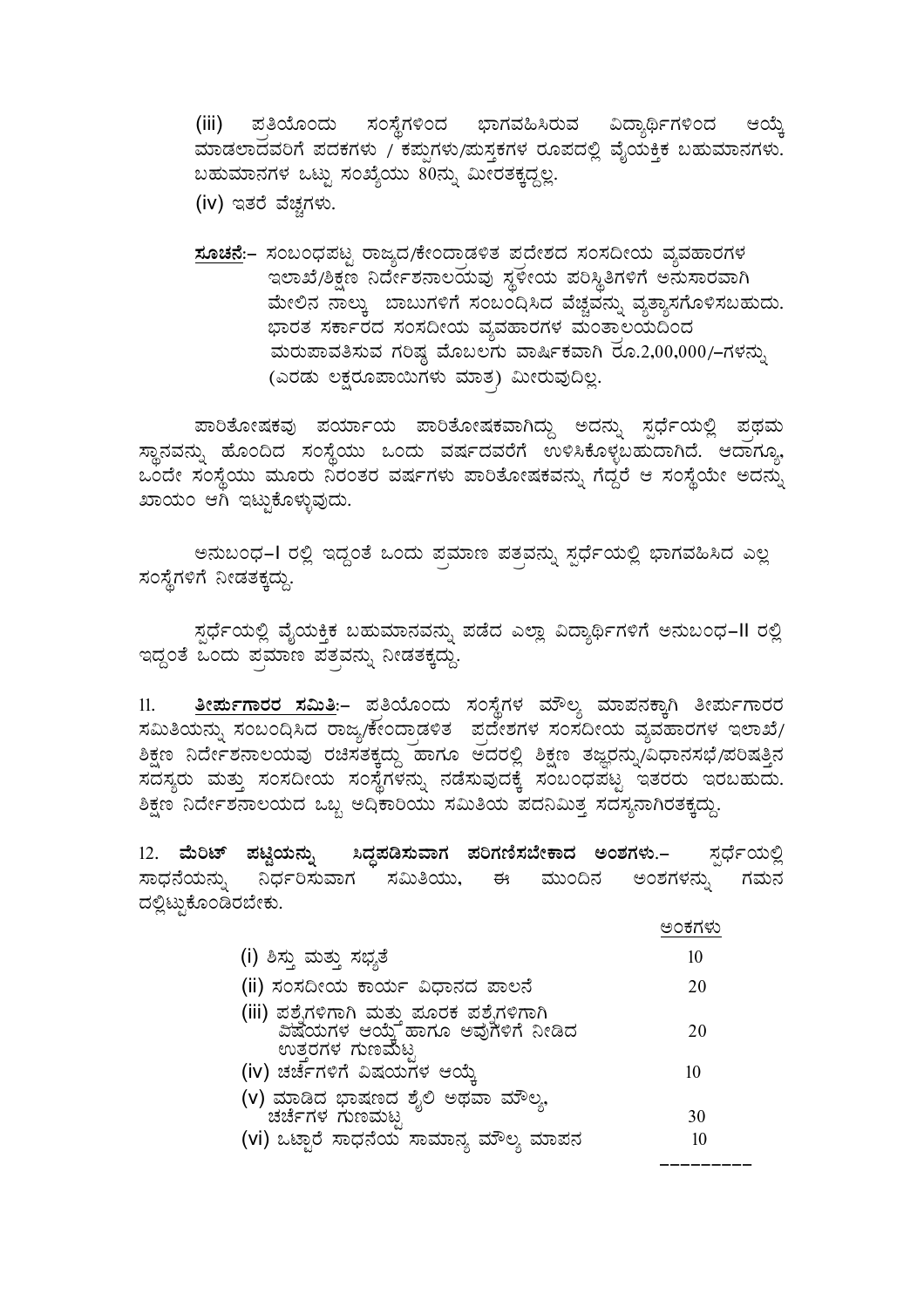(iii) ಪ್ರತಿಯೊಂದು ಸಂಸ್ಥೆಗಳಿಂದ ಭಾಗವಹಿಸಿರುವ ವಿದ್ಯಾರ್ಥಿಗಳಿಂದ ಆಯ್ಕೆ ಮಾಡಲಾದವರಿಗೆ ಪದಕಗಳು / ಕಪ್ಪುಗಳು/ಪುಸ್ತಕಗಳ ರೂಪದಲ್ಲಿ ವೈಯಕ್ತಿಕ ಬಹುಮಾನಗಳು. ಬಹುಮಾನಗಳ ಒಟ್ಟು ಸಂಖ್ಯೆಯು 80ನ್ನು ಮೀರತಕ್ಕದ್ದಲ್ಲ.

(iv) ಇತರೆ ವೆಚ್ಚಗಳು.

**ಸೂಚನೆ**:– ಸಂಬಂಧಪಟ್ಟ ರಾಜ್ಯದ/ಕೇಂದ್ರಾಡಳಿತ ಪ್ರದೇಶದ ಸಂಸದೀಯ ವ್ಯವಹಾರಗಳ ಇಲಾಖೆ/ಶಿಕ್ಷಣ ನಿರ್ದೇಶನಾಲಯವು ಸ್ಥಳೀಯ ಪರಿಸ್ಥಿತಿಗಳಿಗೆ ಅನುಸಾರವಾಗಿ ಮೇಲಿನ ನಾಲ್ಕು ಬಾಬುಗಳಿಗೆ ಸಂಬಂಧಿಸಿದ ವೆಚ್ಚವನ್ನು ವ್ಯತ್ಯಾಸಗೊಳಿಸಬಹುದು. ಭಾರತ ಸರ್ಕಾರದ ಸಂಸದೀಯ ವ್ಯವಹಾರಗಳ ಮಂತ್ರಾಲಯದಿಂದ ಮರುಪಾವತಿಸುವ ಗರಿಷ್ಠ ಮೊಬಲಗು ವಾರ್ಷಿಕವಾಗಿ ರೂ.2,00,000/–ಗಳನ್ನು (ಎರಡು ಲಕ್ಷರೂಪಾಯಿಗಳು ಮಾತ್ರ) ಮೀರುವುದಿಲ್ಲ.

ಪಾರಿತೋಷಕವು ಪರ್ಯಾಯ ಪಾರಿತೋಷಕವಾಗಿದ್ದು ಅದನ್ನು ಸ್ಪರ್ಧೆಯಲ್ಲಿ ಪ್ರಥಮ ಸ್ಥಾನವನ್ನು ಹೊಂದಿದ ಸಂಸ್ಥೆಯು ಒಂದು ವರ್ಷದವರೆಗೆ ಉಳಿಸಿಕೊಳ್ಳಬಹುದಾಗಿದೆ. ಆದಾಗ್ಯೂ, ಒಂದೇ ಸಂಸ್ಥೆಯು ಮೂರು ನಿರಂತರ ವರ್ಷಗಳು ಪಾರಿತೋಷಕವನ್ನು ಗೆದ್ದರೆ ಆ ಸಂಸ್ಥೆಯೇ ಅದನ್ನು ಖಾಯಂ ಆಗಿ ಇಟ್ಟುಕೊಳ್ಳುವುದು.

ಅನುಬಂಧ–I ರಲ್ಲಿ ಇದ್ದಂತೆ ಒಂದು ಪ್ರಮಾಣ ಪತ್ರವನ್ನು ಸ್ಪರ್ಧೆಯಲ್ಲಿ ಭಾಗವಹಿಸಿದ ಎಲ್ಲ ಸಂಸ್ಥೆಗಳಿಗೆ ನೀಡತಕ್ಕದ್ದು.

ಸ್ಪರ್ಧೆಯಲ್ಲಿ ವೈಯಕ್ತಿಕ ಬಹುಮಾನವನ್ನು ಪಡೆದ ಎಲ್ಲಾ ವಿದ್ಯಾರ್ಥಿಗಳಿಗೆ ಅನುಬಂಧ–II ರಲ್ಲಿ ಇದ್ದಂತೆ ಒಂದು ಪ್ರಮಾಣ ಪತ್ರವನ್ನು ನೀಡತಕ್ಕದ್ದು.

11. **ತೀರ್ಪುಗಾರರ ಸಮಿತಿ**:– ಪ್ರತಿಯೊಂದು ಸಂಸ್ಥೆಗಳ ಮೌಲ್ಯ ಮಾಪನಕ್ಕಾಗಿ ತೀರ್ಪುಗಾರರ ಸಮಿತಿಯನ್ನು ಸಂಬಂಧಿಸಿದ ರಾಜ್ಯ/ಕೇಂದ್ರಾಡಳಿತ ಪ್ರದೇಶಗಳ ಸಂಸದೀಯ ವ್ಯವಹಾರಗಳ ಇಲಾಖೆ/ ಶಿಕ್ಷಣ ನಿರ್ದೇಶನಾಲಯವು ರಚಿಸತಕ್ಕದ್ದು ಹಾಗೂ ಅದರಲ್ಲಿ ಶಿಕ್ಷಣ ತಜ್ಞರನ್ನು/ವಿಧಾನಸಭೆ/ಪರಿಷತ್ತಿನ ಸದಸ್ಯರು ಮತ್ತು ಸಂಸದೀಯ ಸಂಸ್ಥೆಗಳನ್ನು ನಡೆಸುವುದಕ್ಕೆ ಸಂಬಂಧಪಟ್ಟ ಇತರರು ಇರಬಹುದು. ಶಿಕ್ಷಣ ನಿರ್ದೇಶನಾಲಯದ ಒಬ್ಬ ಅಧಿಕಾರಿಯು ಸಮಿತಿಯ ಪದನಿಮಿತ್ತ ಸದಸ್ಯನಾಗಿರತಕ್ಕದ್ದು.

12. **ಮೆರಿಟ್ ಪಟ್ಟಿಯನ್ನು ಸಿದ್ಧಪಡಿಸುವಾಗ ಪರಿಗಣಿಸಬೇಕಾದ ಅಂಶಗಳು**.– ಸ್ಪರ್ಧೆಯಲ್ಲಿ ಸಾಧನೆಯನ್ನು ನಿರ್ಧರಿಸುವಾಗ ಸಮಿತಿಯು, ಈ ಮುಂದಿನ ಅಂಶಗಳನ್ನು ಗಮನ ದಲ್ಲಿಟ್ಟುಕೊಂಡಿರಬೇಕು.

| | ಅಂಕಗಳು |
|---|---|
| (i) ಶಿಸ್ತು ಮತ್ತು ಸಭ್ಯತೆ | 10 |
| (ii) ಸಂಸದೀಯ ಕಾರ್ಯ ವಿಧಾನದ ಪಾಲನೆ | 20 |
| (iii) ಪ್ರಶ್ನೆಗಳಿಗಾಗಿ ಮತ್ತು ಪೂರಕ ಪ್ರಶ್ನೆಗಳಿಗಾಗಿ ವಿಷಯಗಳ ಆಯ್ಕೆ ಹಾಗೂ ಅವುಗಳಿಗೆ ನೀಡಿದ ಉತ್ತರಗಳ ಗುಣಮಟ್ಟ | 20 |
| (iv) ಚರ್ಚೆಗಳಿಗೆ ವಿಷಯಗಳ ಆಯ್ಕೆ | 10 |
| (v) ಮಾಡಿದ ಭಾಷಣದ ಶೈಲಿ ಅಥವಾ ಮೌಲ್ಯ, ಚರ್ಚೆಗಳ ಗುಣಮಟ್ಟ | 30 |
| (vi) ಒಟ್ಟಾರೆ ಸಾಧನೆಯ ಸಾಮಾನ್ಯ ಮೌಲ್ಯ ಮಾಪನ | 10 |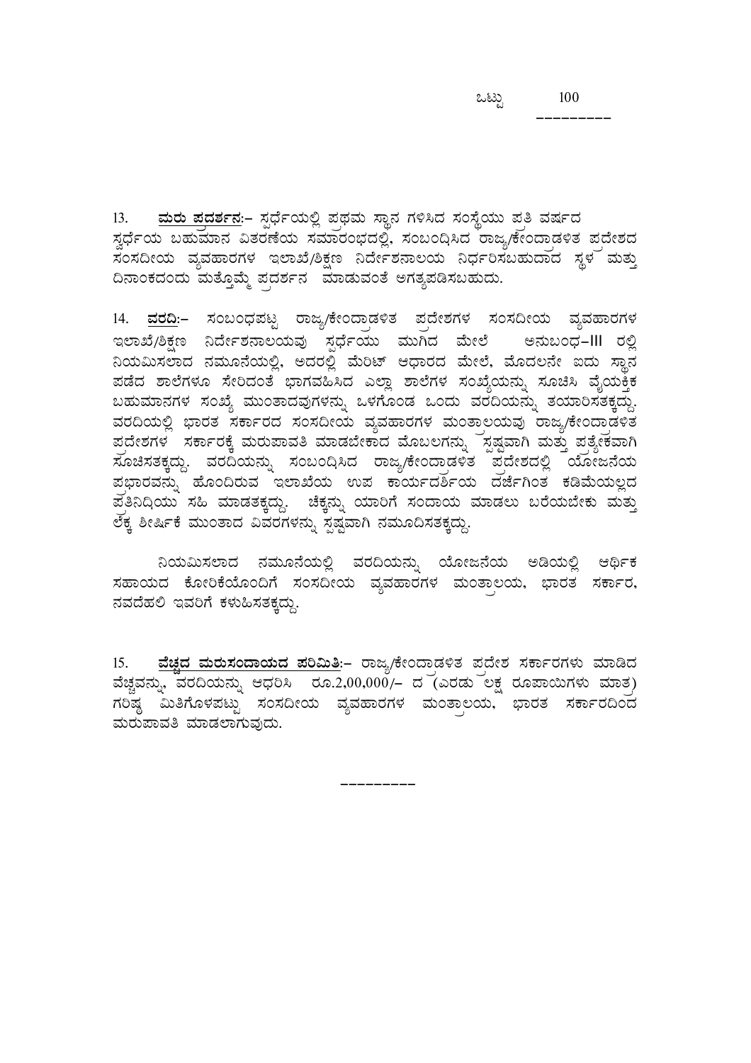ಒಟ್ಟು 100

---------

13. **ಮರು ಪ್ರದರ್ಶನ**:– ಸ್ಪರ್ಧೆಯಲ್ಲಿ ಪ್ರಥಮ ಸ್ಥಾನ ಗಳಿಸಿದ ಸಂಸ್ಥೆಯು ಪ್ರತಿ ವರ್ಷದ ಸ್ಪರ್ಧೆಯ ಬಹುಮಾನ ವಿತರಣೆಯ ಸಮಾರಂಭದಲ್ಲಿ, ಸಂಬಂಧಿಸಿದ ರಾಜ್ಯ/ಕೇಂದ್ರಾಡಳಿತ ಪ್ರದೇಶದ ಸಂಸದೀಯ ವ್ಯವಹಾರಗಳ ಇಲಾಖೆ/ಶಿಕ್ಷಣ ನಿರ್ದೇಶನಾಲಯ ನಿರ್ಧರಿಸಬಹುದಾದ ಸ್ಥಳ ಮತ್ತು ದಿನಾಂಕದಂದು ಮತ್ತೊಮ್ಮೆ ಪ್ರದರ್ಶನ ಮಾಡುವಂತೆ ಅಗತ್ಯಪಡಿಸಬಹುದು.

14. **ವರದಿ**:– ಸಂಬಂಧಪಟ್ಟ ರಾಜ್ಯ/ಕೇಂದ್ರಾಡಳಿತ ಪ್ರದೇಶಗಳ ಸಂಸದೀಯ ವ್ಯವಹಾರಗಳ ಇಲಾಖೆ/ಶಿಕ್ಷಣ ನಿರ್ದೇಶನಾಲಯವು ಸ್ಪರ್ಧೆಯು ಮುಗಿದ ಮೇಲೆ ಅನುಬಂಧ–III ರಲ್ಲಿ ನಿಯಮಿಸಲಾದ ನಮೂನೆಯಲ್ಲಿ, ಅದರಲ್ಲಿ ಮೆರಿಟ್ ಆಧಾರದ ಮೇಲೆ, ಮೊದಲನೇ ಐದು ಸ್ಥಾನ ಪಡೆದ ಶಾಲೆಗಳೂ ಸೇರಿದಂತೆ ಭಾಗವಹಿಸಿದ ಎಲ್ಲಾ ಶಾಲೆಗಳ ಸಂಖ್ಯೆಯನ್ನು ಸೂಚಿಸಿ ವೈಯಕ್ತಿಕ ಬಹುಮಾನಗಳ ಸಂಖ್ಯೆ ಮುಂತಾದವುಗಳನ್ನು ಒಳಗೊಂಡ ಒಂದು ವರದಿಯನ್ನು ತಯಾರಿಸತಕ್ಕದ್ದು. ವರದಿಯಲ್ಲಿ ಭಾರತ ಸರ್ಕಾರದ ಸಂಸದೀಯ ವ್ಯವಹಾರಗಳ ಮಂತ್ರಾಲಯವು ರಾಜ್ಯ/ಕೇಂದ್ರಾಡಳಿತ ಪ್ರದೇಶಗಳ ಸರ್ಕಾರಕ್ಕೆ ಮರುಪಾವತಿ ಮಾಡಬೇಕಾದ ಮೊಬಲಗನ್ನು ಸ್ಪಷ್ಟವಾಗಿ ಮತ್ತು ಪ್ರತ್ಯೇಕವಾಗಿ ಸೂಚಿಸತಕ್ಕದ್ದು. ವರದಿಯನ್ನು ಸಂಬಂಧಿಸಿದ ರಾಜ್ಯ/ಕೇಂದ್ರಾಡಳಿತ ಪ್ರದೇಶದಲ್ಲಿ ಯೋಜನೆಯ ಪ್ರಭಾರವನ್ನು ಹೊಂದಿರುವ ಇಲಾಖೆಯ ಉಪ ಕಾರ್ಯದರ್ಶಿಯ ದರ್ಜೆಗಿಂತ ಕಡಿಮೆಯಲ್ಲದ ಪ್ರತಿನಿಧಿಯು ಸಹಿ ಮಾಡತಕ್ಕದ್ದು. ಚೆಕ್ಕನ್ನು ಯಾರಿಗೆ ಸಂದಾಯ ಮಾಡಲು ಬರೆಯಬೇಕು ಮತ್ತು ಲೆಕ್ಕ ಶೀರ್ಷಿಕೆ ಮುಂತಾದ ವಿವರಗಳನ್ನು ಸ್ಪಷ್ಟವಾಗಿ ನಮೂದಿಸತಕ್ಕದ್ದು.

ನಿಯಮಿಸಲಾದ ನಮೂನೆಯಲ್ಲಿ ವರದಿಯನ್ನು ಯೋಜನೆಯ ಅಡಿಯಲ್ಲಿ ಆರ್ಥಿಕ ಸಹಾಯದ ಕೋರಿಕೆಯೊಂದಿಗೆ ಸಂಸದೀಯ ವ್ಯವಹಾರಗಳ ಮಂತ್ರಾಲಯ, ಭಾರತ ಸರ್ಕಾರ, ನವದೆಹಲಿ ಇವರಿಗೆ ಕಳುಹಿಸತಕ್ಕದ್ದು.

15. **ವೆಚ್ಚದ ಮರುಸಂದಾಯದ ಪರಿಮಿತಿ**:– ರಾಜ್ಯ/ಕೇಂದ್ರಾಡಳಿತ ಪ್ರದೇಶ ಸರ್ಕಾರಗಳು ಮಾಡಿದ ವೆಚ್ಚವನ್ನು, ವರದಿಯನ್ನು ಆಧರಿಸಿ ರೂ.2,00,000/– ದ (ಎರಡು ಲಕ್ಷ ರೂಪಾಯಿಗಳು ಮಾತ್ರ) ಗರಿಷ್ಠ ಮಿತಿಗೊಳಪಟ್ಟು ಸಂಸದೀಯ ವ್ಯವಹಾರಗಳ ಮಂತ್ರಾಲಯ, ಭಾರತ ಸರ್ಕಾರದಿಂದ ಮರುಪಾವತಿ ಮಾಡಲಾಗುವುದು.

---------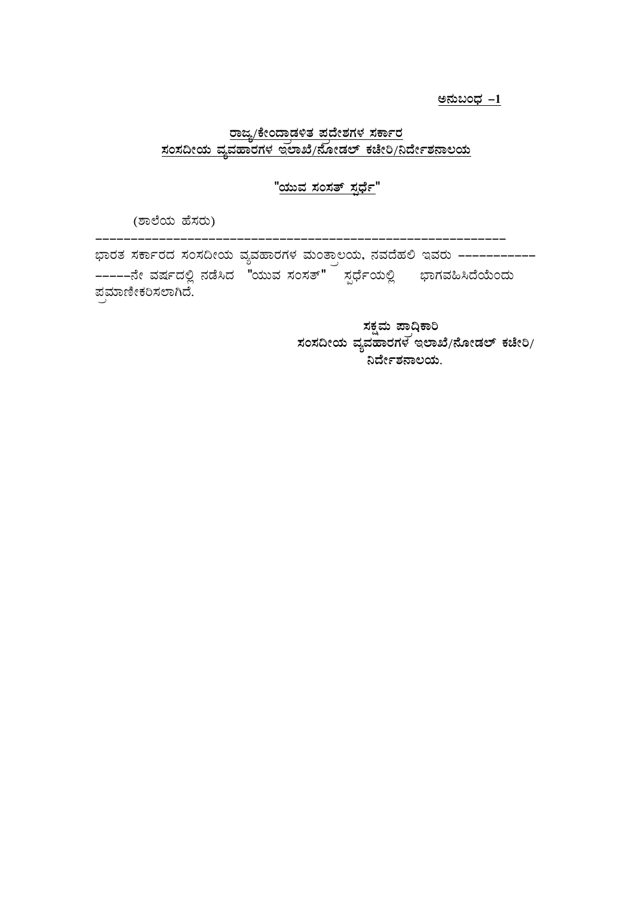<u>**ಅನುಬಂಧ -1**</u>

<u>**ರಾಜ್ಯ/ಕೇಂದ್ರಾಡಳಿತ ಪ್ರದೇಶಗಳ ಸರ್ಕಾರ**</u>
<u>**ಸಂಸದೀಯ ವ್ಯವಹಾರಗಳ ಇಲಾಖೆ/ನೋಡಲ್ ಕಚೇರಿ/ನಿರ್ದೇಶನಾಲಯ**</u>

<u>**"ಯುವ ಸಂಸತ್ ಸ್ಪರ್ಧೆ"**</u>

(ಶಾಲೆಯ ಹೆಸರು)

------------------------------------------------------------

ಭಾರತ ಸರ್ಕಾರದ ಸಂಸದೀಯ ವ್ಯವಹಾರಗಳ ಮಂತ್ರಾಲಯ, ನವದೆಹಲಿ ಇವರು ------------------ ನೇ ವರ್ಷದಲ್ಲಿ ನಡೆಸಿದ "ಯುವ ಸಂಸತ್" ಸ್ಪರ್ಧೆಯಲ್ಲಿ ಭಾಗವಹಿಸಿದೆಯೆಂದು ಪ್ರಮಾಣೀಕರಿಸಲಾಗಿದೆ.

**ಸಕ್ಷಮ ಪ್ರಾಧಿಕಾರಿ**
**ಸಂಸದೀಯ ವ್ಯವಹಾರಗಳ ಇಲಾಖೆ/ನೋಡಲ್ ಕಚೇರಿ/ ನಿರ್ದೇಶನಾಲಯ.**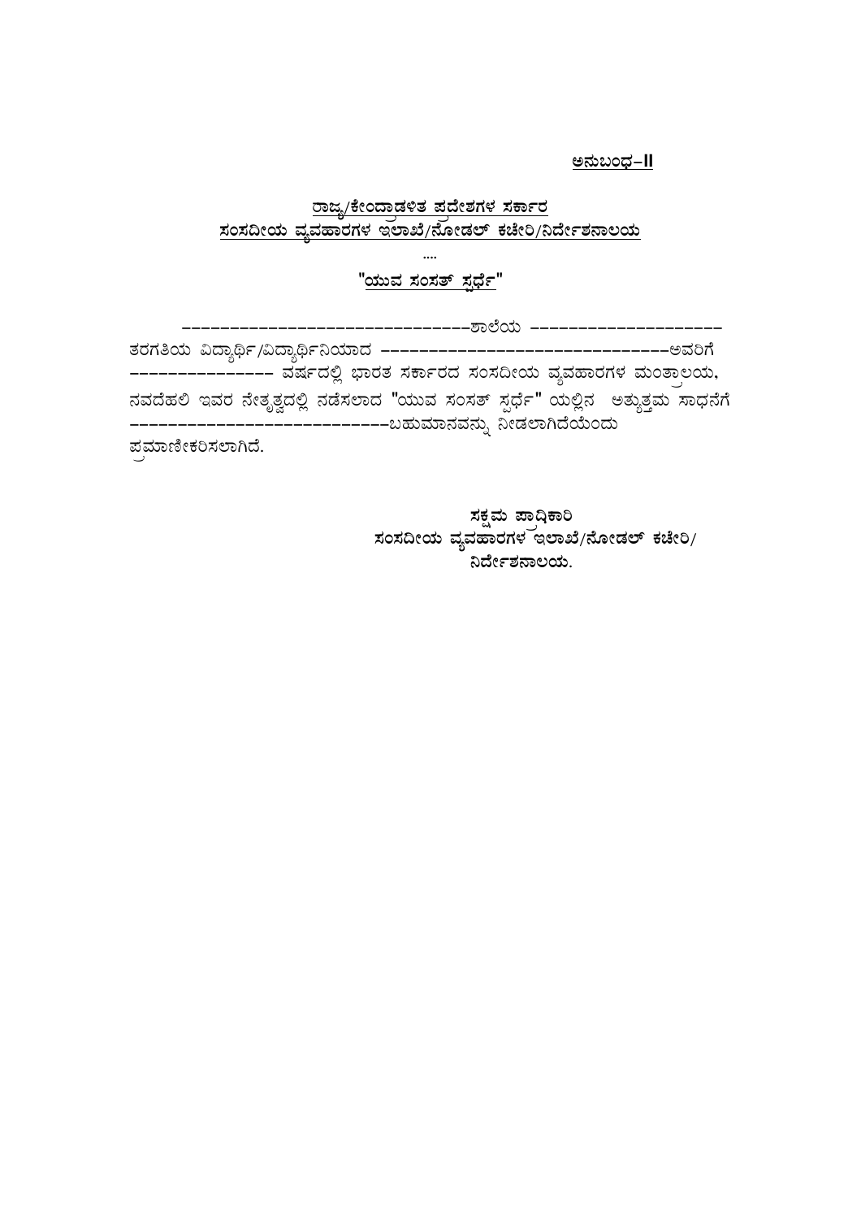<div align="right"><u>ಅನುಬಂಧ–II</u></div>

<u>**ರಾಜ್ಯ/ಕೇಂದ್ರಾಡಳಿತ ಪ್ರದೇಶಗಳ ಸರ್ಕಾರ**</u>
<u>**ಸಂಸದೀಯ ವ್ಯವಹಾರಗಳ ಇಲಾಖೆ/ನೋಡಲ್ ಕಚೇರಿ/ನಿರ್ದೇಶನಾಲಯ**</u>

....

<u>**"ಯುವ ಸಂಸತ್ ಸ್ಪರ್ಧೆ"**</u>

-------------------------------ಶಾಲೆಯ ---------------------- ತರಗತಿಯ ವಿದ್ಯಾರ್ಥಿ/ವಿದ್ಯಾರ್ಥಿನಿಯಾದ --------------------------------ಅವರಿಗೆ ---------------- ವರ್ಷದಲ್ಲಿ ಭಾರತ ಸರ್ಕಾರದ ಸಂಸದೀಯ ವ್ಯವಹಾರಗಳ ಮಂತ್ರಾಲಯ, ನವದೆಹಲಿ ಇವರ ನೇತೃತ್ವದಲ್ಲಿ ನಡೆಸಲಾದ "ಯುವ ಸಂಸತ್ ಸ್ಪರ್ಧೆ" ಯಲ್ಲಿನ ಅತ್ಯುತ್ತಮ ಸಾಧನೆಗೆ ---------------------------ಬಹುಮಾನವನ್ನು ನೀಡಲಾಗಿದೆಯೆಂದು ಪ್ರಮಾಣೀಕರಿಸಲಾಗಿದೆ.

**ಸಕ್ಷಮ ಪ್ರಾಧಿಕಾರಿ**
**ಸಂಸದೀಯ ವ್ಯವಹಾರಗಳ ಇಲಾಖೆ/ನೋಡಲ್ ಕಚೇರಿ/**
**ನಿರ್ದೇಶನಾಲಯ.**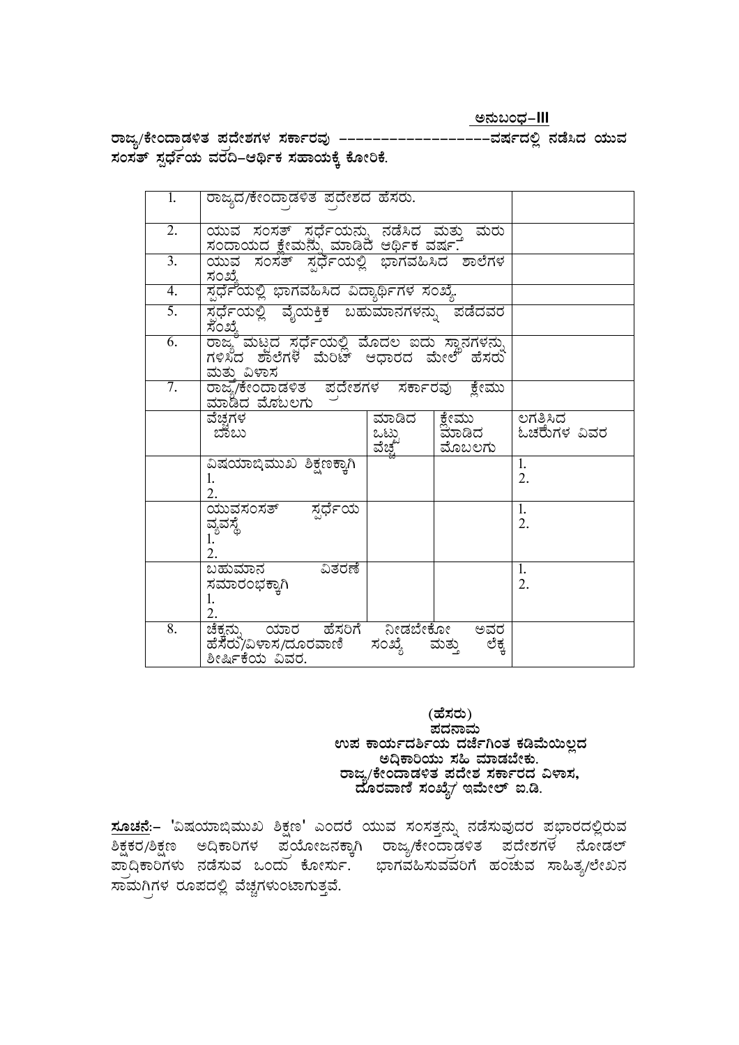**ಅನುಬಂಧ–III**

**ರಾಜ್ಯ/ಕೇಂದ್ರಾಡಳಿತ ಪ್ರದೇಶಗಳ ಸರ್ಕಾರವು ------------------ವರ್ಷದಲ್ಲಿ ನಡೆಸಿದ ಯುವ ಸಂಸತ್ ಸ್ಪರ್ಧೆಯ ವರದಿ–ಆರ್ಥಿಕ ಸಹಾಯಕ್ಕೆ ಕೋರಿಕೆ.**

| 1. | ರಾಜ್ಯದ/ಕೇಂದ್ರಾಡಳಿತ ಪ್ರದೇಶದ ಹೆಸರು. | | | |
|---|---|---|---|---|
| 2. | ಯುವ ಸಂಸತ್ ಸ್ಪರ್ಧೆಯನ್ನು ನಡೆಸಿದ ಮತ್ತು ಮರು ಸಂದಾಯದ ಕ್ಲೇಮನ್ನು ಮಾಡಿದ ಆರ್ಥಿಕ ವರ್ಷ. | | | |
| 3. | ಯುವ ಸಂಸತ್ ಸ್ಪರ್ಧೆಯಲ್ಲಿ ಭಾಗವಹಿಸಿದ ಶಾಲೆಗಳ ಸಂಖ್ಯೆ | | | |
| 4. | ಸ್ಪರ್ಧೆಯಲ್ಲಿ ಭಾಗವಹಿಸಿದ ವಿದ್ಯಾರ್ಥಿಗಳ ಸಂಖ್ಯೆ. | | | |
| 5. | ಸ್ಪರ್ಧೆಯಲ್ಲಿ ವೈಯಕ್ತಿಕ ಬಹುಮಾನಗಳನ್ನು ಪಡೆದವರ ಸಂಖ್ಯೆ | | | |
| 6. | ರಾಜ್ಯ ಮಟ್ಟದ ಸ್ಪರ್ಧೆಯಲ್ಲಿ ಮೊದಲ ಐದು ಸ್ಥಾನಗಳನ್ನು ಗಳಿಸಿದ ಶಾಲೆಗಳ ಮೆರಿಟ್ ಆಧಾರದ ಮೇಲೆ ಹೆಸರು ಮತ್ತು ವಿಳಾಸ | | | |
| 7. | ರಾಜ್ಯ/ಕೇಂದ್ರಾಡಳಿತ ಪ್ರದೇಶಗಳ ಸರ್ಕಾರವು ಕ್ಲೇಮು ಮಾಡಿದ ಮೊಬಲಗು | | | |
| | ವೆಚ್ಚಗಳ ಬಾಬು | ಮಾಡಿದ ಒಟ್ಟು ವೆಚ್ಚ | ಕ್ಲೇಮು ಮಾಡಿದ ಮೊಬಲಗು | ಲಗತ್ತಿಸಿದ ಓಚರುಗಳ ವಿವರ |
| | ವಿಷಯಾಭಿಮುಖ ಶಿಕ್ಷಣಕ್ಕಾಗಿ<br>1.<br>2. | | | 1.<br>2. |
| | ಯುವಸಂಸತ್ ಸ್ಪರ್ಧೆಯ ವ್ಯವಸ್ಥೆ<br>1.<br>2. | | | 1.<br>2. |
| | ಬಹುಮಾನ ವಿತರಣೆ ಸಮಾರಂಭಕ್ಕಾಗಿ<br>1.<br>2. | | | 1.<br>2. |
| 8. | ಚೆಕ್ಕನ್ನು ಯಾರ ಹೆಸರಿಗೆ ನೀಡಬೇಕೋ ಅವರ ಹೆಸರು/ವಿಳಾಸ/ದೂರವಾಣಿ ಸಂಖ್ಯೆ ಮತ್ತು ಲೆಕ್ಕ ಶೀರ್ಷಿಕೆಯ ವಿವರ. | | | |

**(ಹೆಸರು)**
**ಪದನಾಮ**
**ಉಪ ಕಾರ್ಯದರ್ಶಿಯ ದರ್ಜೆಗಿಂತ ಕಡಿಮೆಯಿಲ್ಲದ ಅಧಿಕಾರಿಯು ಸಹಿ ಮಾಡಬೇಕು.**
**ರಾಜ್ಯ/ಕೇಂದ್ರಾಡಳಿತ ಪದೇಶ ಸರ್ಕಾರದ ವಿಳಾಸ,**
**ದೂರವಾಣಿ ಸಂಖ್ಯೆ/ ಇಮೇಲ್ ಐ.ಡಿ.**

**ಸೂಚನೆ:–** 'ವಿಷಯಾಭಿಮುಖ ಶಿಕ್ಷಣ' ಎಂದರೆ ಯುವ ಸಂಸತ್ತನ್ನು ನಡೆಸುವುದರ ಪ್ರಭಾರದಲ್ಲಿರುವ ಶಿಕ್ಷಕರ/ಶಿಕ್ಷಣ ಅಧಿಕಾರಿಗಳ ಪ್ರಯೋಜನಕ್ಕಾಗಿ ರಾಜ್ಯ/ಕೇಂದ್ರಾಡಳಿತ ಪ್ರದೇಶಗಳ ನೋಡಲ್ ಪ್ರಾಧಿಕಾರಿಗಳು ನಡೆಸುವ ಒಂದು ಕೋರ್ಸು. ಭಾಗವಹಿಸುವವರಿಗೆ ಹಂಚುವ ಸಾಹಿತ್ಯ/ಲೇಖನ ಸಾಮಗ್ರಿಗಳ ರೂಪದಲ್ಲಿ ವೆಚ್ಚಗಳುಂಟಾಗುತ್ತವೆ.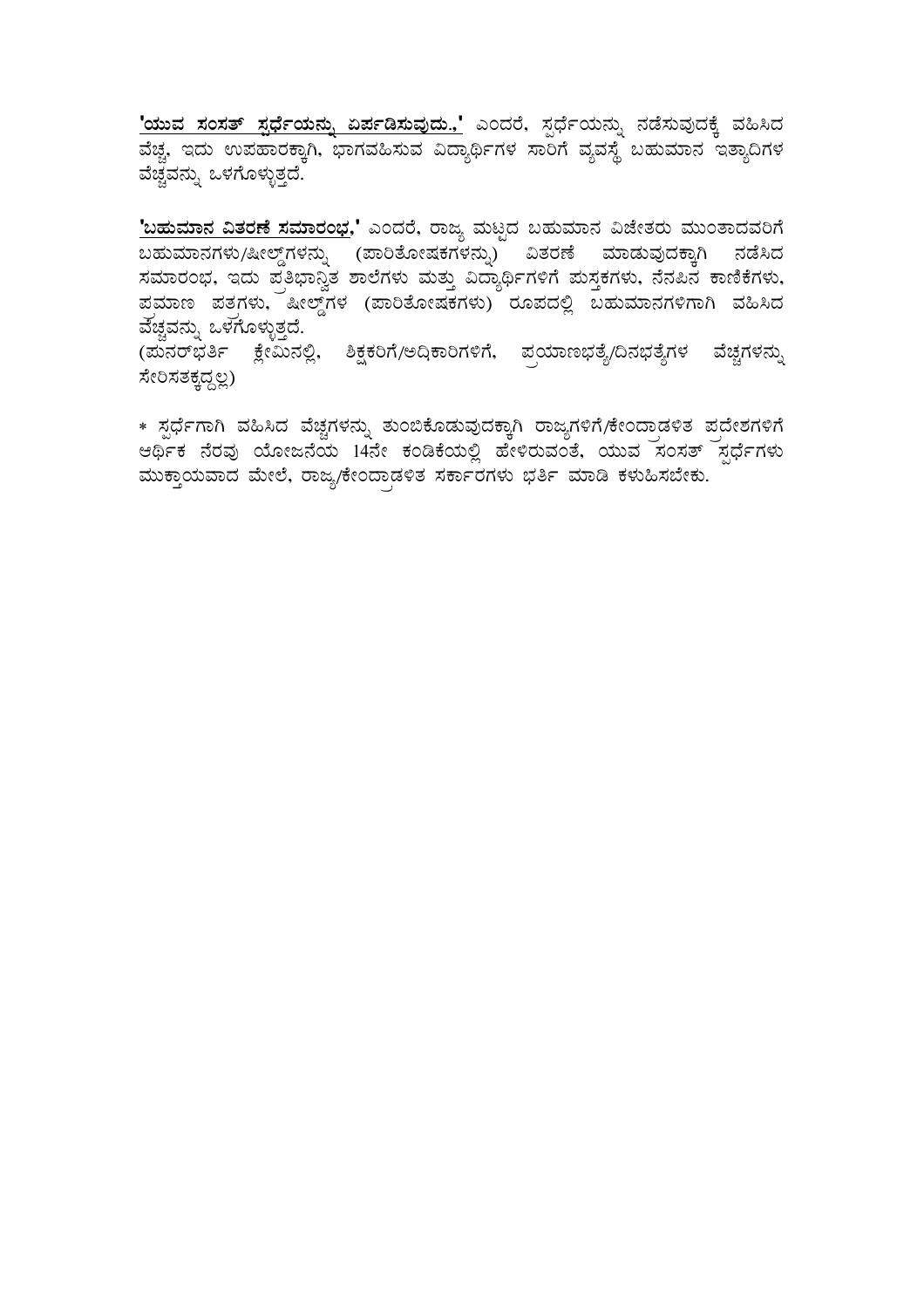**<u>'ಯುವ ಸಂಸತ್ ಸ್ಪರ್ಧೆಯನ್ನು ಏರ್ಪಡಿಸುವುದು.,'</u>** ಎಂದರೆ, ಸ್ಪರ್ಧೆಯನ್ನು ನಡೆಸುವುದಕ್ಕೆ ವಹಿಸಿದ ವೆಚ್ಚ, ಇದು ಉಪಹಾರಕ್ಕಾಗಿ, ಭಾಗವಹಿಸುವ ವಿದ್ಯಾರ್ಥಿಗಳ ಸಾರಿಗೆ ವ್ಯವಸ್ಥೆ ಬಹುಮಾನ ಇತ್ಯಾದಿಗಳ ವೆಚ್ಚವನ್ನು ಒಳಗೊಳ್ಳುತ್ತದೆ.

**<u>'ಬಹುಮಾನ ವಿತರಣೆ ಸಮಾರಂಭ,'</u>** ಎಂದರೆ, ರಾಜ್ಯ ಮಟ್ಟದ ಬಹುಮಾನ ವಿಜೇತರು ಮುಂತಾದವರಿಗೆ ಬಹುಮಾನಗಳು/ಷೀಲ್ಡ್‌ಗಳನ್ನು (ಪಾರಿತೋಷಕಗಳನ್ನು) ವಿತರಣೆ ಮಾಡುವುದಕ್ಕಾಗಿ ನಡೆಸಿದ ಸಮಾರಂಭ, ಇದು ಪ್ರತಿಭಾನ್ವಿತ ಶಾಲೆಗಳು ಮತ್ತು ವಿದ್ಯಾರ್ಥಿಗಳಿಗೆ ಪುಸ್ತಕಗಳು, ನೆನಪಿನ ಕಾಣಿಕೆಗಳು, ಪ್ರಮಾಣ ಪತ್ರಗಳು, ಷೀಲ್ಡ್‌ಗಳ (ಪಾರಿತೋಷಕಗಳು) ರೂಪದಲ್ಲಿ ಬಹುಮಾನಗಳಿಗಾಗಿ ವಹಿಸಿದ ವೆಚ್ಚವನ್ನು ಒಳಗೊಳ್ಳುತ್ತದೆ.
(ಪುನರ್‌ಭರ್ತಿ ಕ್ಲೇಮಿನಲ್ಲಿ, ಶಿಕ್ಷಕರಿಗೆ/ಅಧಿಕಾರಿಗಳಿಗೆ, ಪ್ರಯಾಣಭತ್ಯೆ/ದಿನಭತ್ಯೆಗಳ ವೆಚ್ಚಗಳನ್ನು ಸೇರಿಸತಕ್ಕದ್ದಲ್ಲ)

* ಸ್ಪರ್ಧೆಗಾಗಿ ವಹಿಸಿದ ವೆಚ್ಚಗಳನ್ನು ತುಂಬಿಕೊಡುವುದಕ್ಕಾಗಿ ರಾಜ್ಯಗಳಿಗೆ/ಕೇಂದ್ರಾಡಳಿತ ಪ್ರದೇಶಗಳಿಗೆ ಆರ್ಥಿಕ ನೆರವು ಯೋಜನೆಯ 14ನೇ ಕಂಡಿಕೆಯಲ್ಲಿ ಹೇಳಿರುವಂತೆ, ಯುವ ಸಂಸತ್ ಸ್ಪರ್ಧೆಗಳು ಮುಕ್ತಾಯವಾದ ಮೇಲೆ, ರಾಜ್ಯ/ಕೇಂದ್ರಾಡಳಿತ ಸರ್ಕಾರಗಳು ಭರ್ತಿ ಮಾಡಿ ಕಳುಹಿಸಬೇಕು.